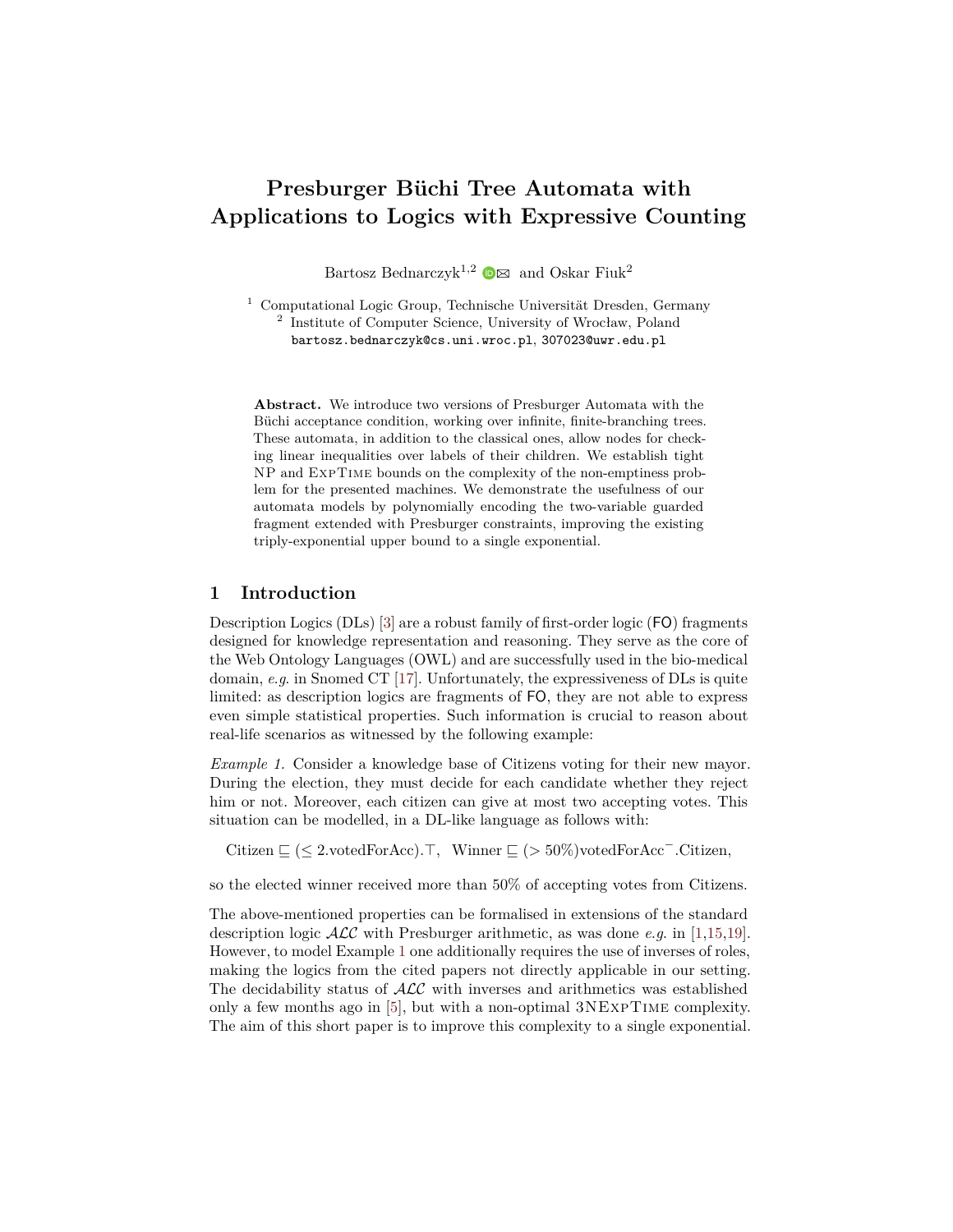# Presburger Büchi Tree Automata with Applications to Logics with Expressive Counting

Bartosz Bednarczyk[1,2] and Oskar Fiuk[2]

[1] Computational Logic Group, Technische Universität Dresden, Germany
[2] Institute of Computer Science, University of Wrocław, Poland
bartosz.bednarczyk@cs.uni.wroc.pl, 307023@uwr.edu.pl

**Abstract.** We introduce two versions of Presburger Automata with the Büchi acceptance condition, working over infinite, finite-branching trees. These automata, in addition to the classical ones, allow nodes for checking linear inequalities over labels of their children. We establish tight NP and ExpTime bounds on the complexity of the non-emptiness problem for the presented machines. We demonstrate the usefulness of our automata models by polynomially encoding the two-variable guarded fragment extended with Presburger constraints, improving the existing triply-exponential upper bound to a single exponential.

## 1 Introduction

Description Logics (DLs) [3] are a robust family of first-order logic (FO) fragments designed for knowledge representation and reasoning. They serve as the core of the Web Ontology Languages (OWL) and are successfully used in the bio-medical domain, *e.g.* in Snomed CT [17]. Unfortunately, the expressiveness of DLs is quite limited: as description logics are fragments of FO, they are not able to express even simple statistical properties. Such information is crucial to reason about real-life scenarios as witnessed by the following example:

*Example 1.* Consider a knowledge base of Citizens voting for their new mayor. During the election, they must decide for each candidate whether they reject him or not. Moreover, each citizen can give at most two accepting votes. This situation can be modelled, in a DL-like language as follows with:

$$\text{Citizen} \sqsubseteq (\leq 2.\text{votedForAcc}).\top, \quad \text{Winner} \sqsubseteq (> 50\%)\text{votedForAcc}^{-}.\text{Citizen},$$

so the elected winner received more than 50% of accepting votes from Citizens.

The above-mentioned properties can be formalised in extensions of the standard description logic $\mathcal{ALC}$ with Presburger arithmetic, as was done *e.g.* in [1,15,19]. However, to model Example 1 one additionally requires the use of inverses of roles, making the logics from the cited papers not directly applicable in our setting. The decidability status of $\mathcal{ALC}$ with inverses and arithmetics was established only a few months ago in [5], but with a non-optimal 3NExpTime complexity. The aim of this short paper is to improve this complexity to a single exponential.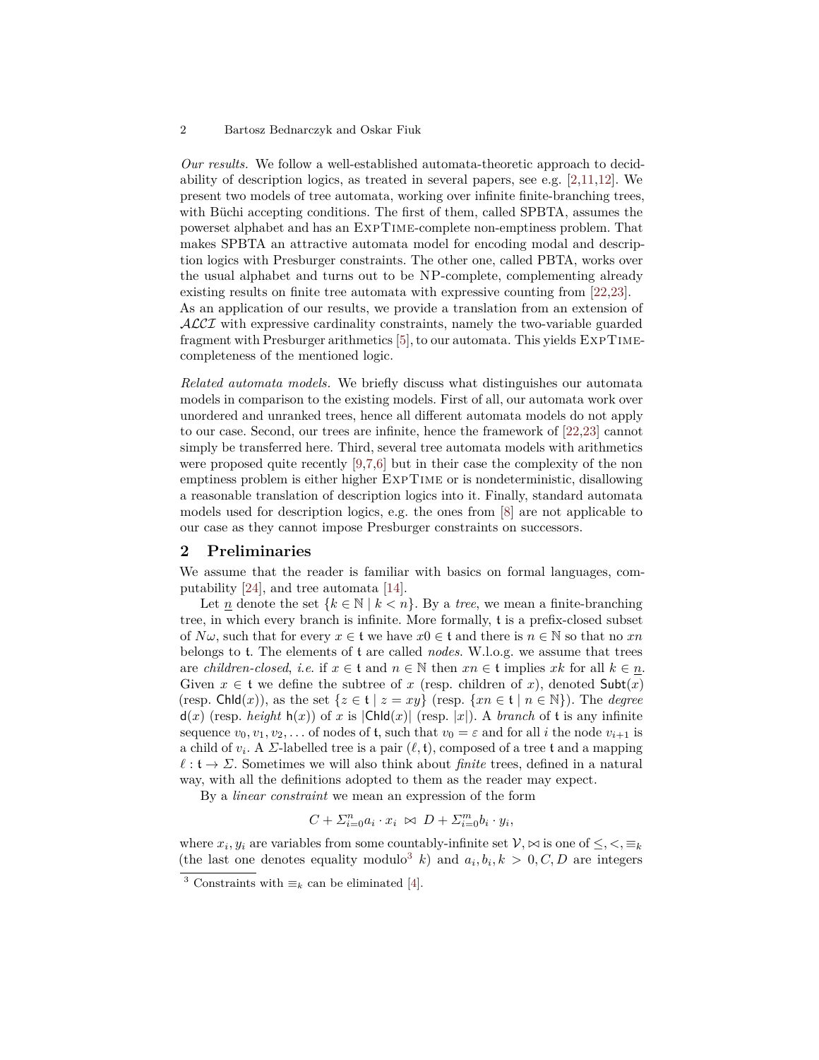*Our results.* We follow a well-established automata-theoretic approach to decidability of description logics, as treated in several papers, see e.g. [2,11,12]. We present two models of tree automata, working over infinite finite-branching trees, with Büchi accepting conditions. The first of them, called SPBTA, assumes the powerset alphabet and has an ExpTime-complete non-emptiness problem. That makes SPBTA an attractive automata model for encoding modal and description logics with Presburger constraints. The other one, called PBTA, works over the usual alphabet and turns out to be NP-complete, complementing already existing results on finite tree automata with expressive counting from [22,23]. As an application of our results, we provide a translation from an extension of $\mathcal{ALCI}$ with expressive cardinality constraints, namely the two-variable guarded fragment with Presburger arithmetics [5], to our automata. This yields ExpTime-completeness of the mentioned logic.

*Related automata models.* We briefly discuss what distinguishes our automata models in comparison to the existing models. First of all, our automata work over unordered and unranked trees, hence all different automata models do not apply to our case. Second, our trees are infinite, hence the framework of [22,23] cannot simply be transferred here. Third, several tree automata models with arithmetics were proposed quite recently [9,7,6] but in their case the complexity of the non emptiness problem is either higher ExpTime or is nondeterministic, disallowing a reasonable translation of description logics into it. Finally, standard automata models used for description logics, e.g. the ones from [8] are not applicable to our case as they cannot impose Presburger constraints on successors.

## 2 Preliminaries

We assume that the reader is familiar with basics on formal languages, computability [24], and tree automata [14].

Let $\underline{n}$ denote the set $\{k \in \mathbb{N} \mid k < n\}$. By a *tree*, we mean a finite-branching tree, in which every branch is infinite. More formally, $\mathfrak{t}$ is a prefix-closed subset of $N\omega$, such that for every $x \in \mathfrak{t}$ we have $x0 \in \mathfrak{t}$ and there is $n \in \mathbb{N}$ so that no $xn$ belongs to $\mathfrak{t}$. The elements of $\mathfrak{t}$ are called *nodes*. W.l.o.g. we assume that trees are *children-closed*, *i.e.* if $x \in \mathfrak{t}$ and $n \in \mathbb{N}$ then $xn \in \mathfrak{t}$ implies $xk$ for all $k \in \underline{n}$. Given $x \in \mathfrak{t}$ we define the subtree of $x$ (resp. children of $x$), denoted $\mathsf{Subt}(x)$ (resp. $\mathsf{Chld}(x)$), as the set $\{z \in \mathfrak{t} \mid z = xy\}$ (resp. $\{xn \in \mathfrak{t} \mid n \in \mathbb{N}\}$). The *degree* $\mathsf{d}(x)$ (resp. *height* $\mathsf{h}(x)$) of $x$ is $|\mathsf{Chld}(x)|$ (resp. $|x|$). A *branch* of $\mathfrak{t}$ is any infinite sequence $v_0, v_1, v_2, \ldots$ of nodes of $\mathfrak{t}$, such that $v_0 = \varepsilon$ and for all $i$ the node $v_{i+1}$ is a child of $v_i$. A $\Sigma$-labelled tree is a pair $(\ell, \mathfrak{t})$, composed of a tree $\mathfrak{t}$ and a mapping $\ell : \mathfrak{t} \to \Sigma$. Sometimes we will also think about *finite* trees, defined in a natural way, with all the definitions adopted to them as the reader may expect.

By a *linear constraint* we mean an expression of the form

$$C + \Sigma_{i=0}^{n} a_i \cdot x_i \ \bowtie \ D + \Sigma_{i=0}^{m} b_i \cdot y_i,$$

where $x_i, y_i$ are variables from some countably-infinite set $\mathcal{V}$, $\bowtie$ is one of $\leq, <, \equiv_k$ (the last one denotes equality modulo[3] $k$) and $a_i, b_i, k > 0, C, D$ are integers

[3] Constraints with $\equiv_k$ can be eliminated [4].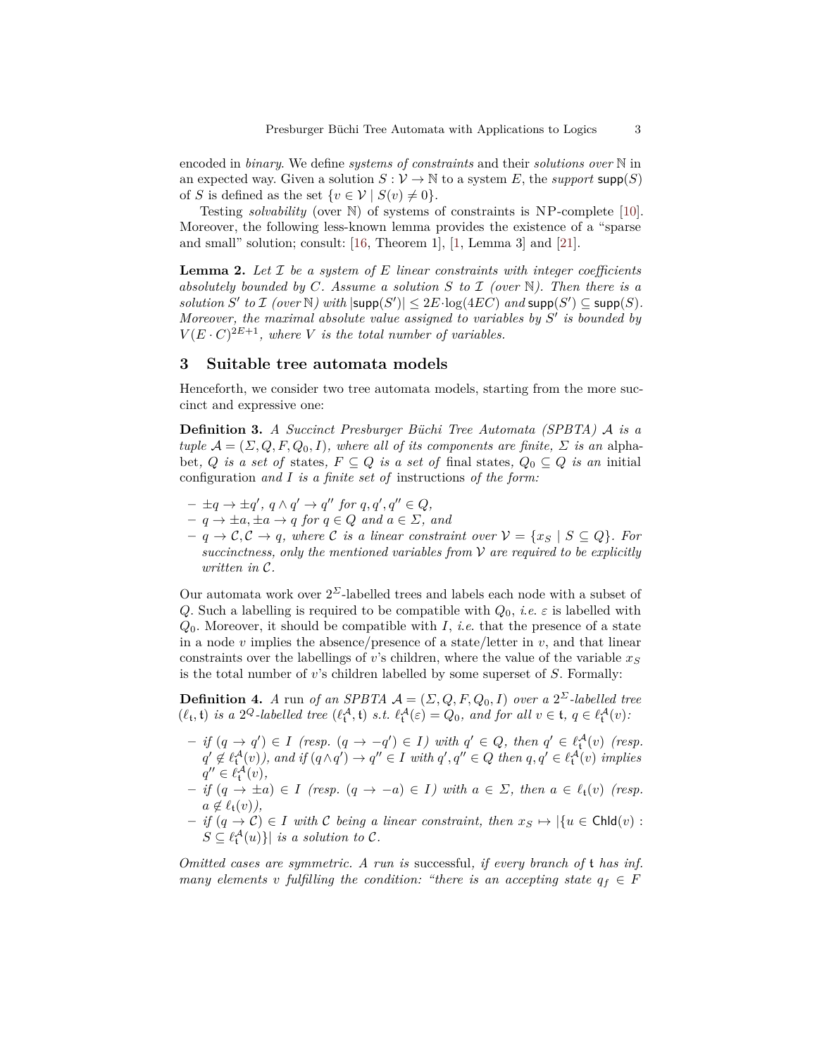encoded in *binary*. We define *systems of constraints* and their *solutions over* $\mathbb{N}$ in an expected way. Given a solution $S : \mathcal{V} \to \mathbb{N}$ to a system $E$, the *support* $\mathsf{supp}(S)$ of $S$ is defined as the set $\{v \in \mathcal{V} \mid S(v) \neq 0\}$.

Testing *solvability* (over $\mathbb{N}$) of systems of constraints is NP-complete [10]. Moreover, the following less-known lemma provides the existence of a "sparse and small" solution; consult: [16, Theorem 1], [1, Lemma 3] and [21].

**Lemma 2.** *Let $\mathcal{I}$ be a system of $E$ linear constraints with integer coefficients absolutely bounded by $C$. Assume a solution $S$ to $\mathcal{I}$ (over $\mathbb{N}$). Then there is a solution $S'$ to $\mathcal{I}$ (over $\mathbb{N}$) with $|\mathsf{supp}(S')| \leq 2E \cdot \log(4EC)$ and $\mathsf{supp}(S') \subseteq \mathsf{supp}(S)$. Moreover, the maximal absolute value assigned to variables by $S'$ is bounded by $V(E \cdot C)^{2E+1}$, where $V$ is the total number of variables.*

## 3 Suitable tree automata models

Henceforth, we consider two tree automata models, starting from the more succinct and expressive one:

**Definition 3.** *A Succinct Presburger Büchi Tree Automata (SPBTA) $\mathcal{A}$ is a tuple $\mathcal{A} = (\Sigma, Q, F, Q_0, I)$, where all of its components are finite, $\Sigma$ is an* alphabet*, $Q$ is a set of* states*, $F \subseteq Q$ is a set of* final states*, $Q_0 \subseteq Q$ is an* initial configuration *and $I$ is a finite set of* instructions *of the form:*

- $\pm q \to \pm q'$, $q \wedge q' \to q''$ *for* $q, q', q'' \in Q$,
- $q \to \pm a$, $\pm a \to q$ *for* $q \in Q$ *and* $a \in \Sigma$, *and*
- $q \to \mathcal{C}, \mathcal{C} \to q$, *where $\mathcal{C}$ is a linear constraint over $\mathcal{V} = \{x_S \mid S \subseteq Q\}$. For succinctness, only the mentioned variables from $\mathcal{V}$ are required to be explicitly written in $\mathcal{C}$.*

Our automata work over $2^{\Sigma}$-labelled trees and labels each node with a subset of $Q$. Such a labelling is required to be compatible with $Q_0$, *i.e.* $\varepsilon$ is labelled with $Q_0$. Moreover, it should be compatible with $I$, *i.e.* that the presence of a state in a node $v$ implies the absence/presence of a state/letter in $v$, and that linear constraints over the labellings of $v$'s children, where the value of the variable $x_S$ is the total number of $v$'s children labelled by some superset of $S$. Formally:

**Definition 4.** *A* run *of an SPBTA $\mathcal{A} = (\Sigma, Q, F, Q_0, I)$ over a $2^{\Sigma}$-labelled tree $(\ell_{\mathfrak{t}}, \mathfrak{t})$ is a $2^Q$-labelled tree $(\ell^{\mathcal{A}}_{\mathfrak{t}}, \mathfrak{t})$ s.t. $\ell^{\mathcal{A}}_{\mathfrak{t}}(\varepsilon) = Q_0$, and for all $v \in \mathfrak{t}$, $q \in \ell^{\mathcal{A}}_{\mathfrak{t}}(v)$:*

- *if $(q \to q') \in I$ (resp. $(q \to -q') \in I$) with $q' \in Q$, then $q' \in \ell^{\mathcal{A}}_{\mathfrak{t}}(v)$ (resp. $q' \notin \ell^{\mathcal{A}}_{\mathfrak{t}}(v)$), and if $(q \wedge q') \to q'' \in I$ with $q', q'' \in Q$ then $q, q' \in \ell^{\mathcal{A}}_{\mathfrak{t}}(v)$ implies $q'' \in \ell^{\mathcal{A}}_{\mathfrak{t}}(v)$,*
- *if $(q \to \pm a) \in I$ (resp. $(q \to -a) \in I$) with $a \in \Sigma$, then $a \in \ell_{\mathfrak{t}}(v)$ (resp. $a \notin \ell_{\mathfrak{t}}(v)$),*
- *if $(q \to \mathcal{C}) \in I$ with $\mathcal{C}$ being a linear constraint, then $x_S \mapsto |\{u \in \mathsf{Chld}(v) : S \subseteq \ell^{\mathcal{A}}_{\mathfrak{t}}(u)\}|$ is a solution to $\mathcal{C}$.*

*Omitted cases are symmetric. A run is* successful*, if every branch of $\mathfrak{t}$ has inf. many elements $v$ fulfilling the condition: "there is an accepting state $q_f \in F$*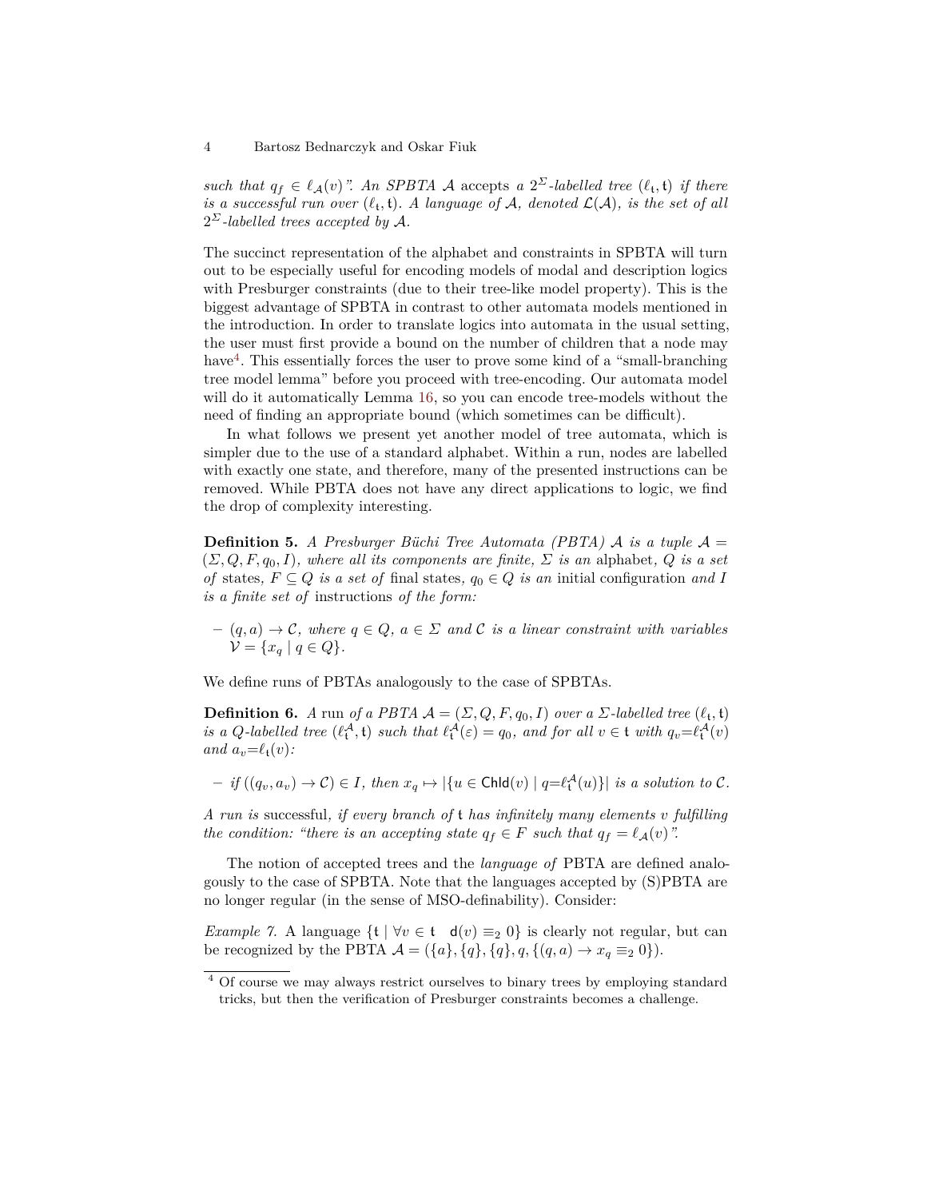*such that $q_f \in \ell_{\mathcal{A}}(v)$". An SPBTA $\mathcal{A}$ accepts a $2^{\Sigma}$-labelled tree $(\ell_{\mathfrak{t}}, \mathfrak{t})$ if there is a successful run over $(\ell_{\mathfrak{t}}, \mathfrak{t})$. A language of $\mathcal{A}$, denoted $\mathcal{L}(\mathcal{A})$, is the set of all $2^{\Sigma}$-labelled trees accepted by $\mathcal{A}$.*

The succinct representation of the alphabet and constraints in SPBTA will turn out to be especially useful for encoding models of modal and description logics with Presburger constraints (due to their tree-like model property). This is the biggest advantage of SPBTA in contrast to other automata models mentioned in the introduction. In order to translate logics into automata in the usual setting, the user must first provide a bound on the number of children that a node may have[4]. This essentially forces the user to prove some kind of a "small-branching tree model lemma" before you proceed with tree-encoding. Our automata model will do it automatically Lemma 16, so you can encode tree-models without the need of finding an appropriate bound (which sometimes can be difficult).

In what follows we present yet another model of tree automata, which is simpler due to the use of a standard alphabet. Within a run, nodes are labelled with exactly one state, and therefore, many of the presented instructions can be removed. While PBTA does not have any direct applications to logic, we find the drop of complexity interesting.

**Definition 5.** *A Presburger Büchi Tree Automata (PBTA) $\mathcal{A}$ is a tuple $\mathcal{A} = (\Sigma, Q, F, q_0, I)$, where all its components are finite, $\Sigma$ is an* alphabet*, $Q$ is a set of* states*, $F \subseteq Q$ is a set of* final states*, $q_0 \in Q$ is an* initial configuration *and $I$ is a finite set of* instructions *of the form:*

- *$(q, a) \to \mathcal{C}$, where $q \in Q$, $a \in \Sigma$ and $\mathcal{C}$ is a linear constraint with variables $\mathcal{V} = \{x_q \mid q \in Q\}$.*

We define runs of PBTAs analogously to the case of SPBTAs.

**Definition 6.** *A* run *of a PBTA $\mathcal{A} = (\Sigma, Q, F, q_0, I)$ over a $\Sigma$-labelled tree $(\ell_{\mathfrak{t}}, \mathfrak{t})$ is a $Q$-labelled tree $(\ell_{\mathfrak{t}}^{\mathcal{A}}, \mathfrak{t})$ such that $\ell_{\mathfrak{t}}^{\mathcal{A}}(\varepsilon) = q_0$, and for all $v \in \mathfrak{t}$ with $q_v = \ell_{\mathfrak{t}}^{\mathcal{A}}(v)$ and $a_v = \ell_{\mathfrak{t}}(v)$:*

- *if $((q_v, a_v) \to \mathcal{C}) \in I$, then $x_q \mapsto |\{u \in \mathsf{Chld}(v) \mid q = \ell_{\mathfrak{t}}^{\mathcal{A}}(u)\}|$ is a solution to $\mathcal{C}$.*

*A run is* successful*, if every branch of $\mathfrak{t}$ has infinitely many elements $v$ fulfilling the condition: "there is an accepting state $q_f \in F$ such that $q_f = \ell_{\mathcal{A}}(v)$".*

The notion of accepted trees and the *language of* PBTA are defined analogously to the case of SPBTA. Note that the languages accepted by (S)PBTA are no longer regular (in the sense of MSO-definability). Consider:

*Example 7.* A language $\{\mathfrak{t} \mid \forall v \in \mathfrak{t} \quad \mathsf{d}(v) \equiv_2 0\}$ is clearly not regular, but can be recognized by the PBTA $\mathcal{A} = (\{a\}, \{q\}, \{q\}, q, \{(q, a) \to x_q \equiv_2 0\})$.

[4] Of course we may always restrict ourselves to binary trees by employing standard tricks, but then the verification of Presburger constraints becomes a challenge.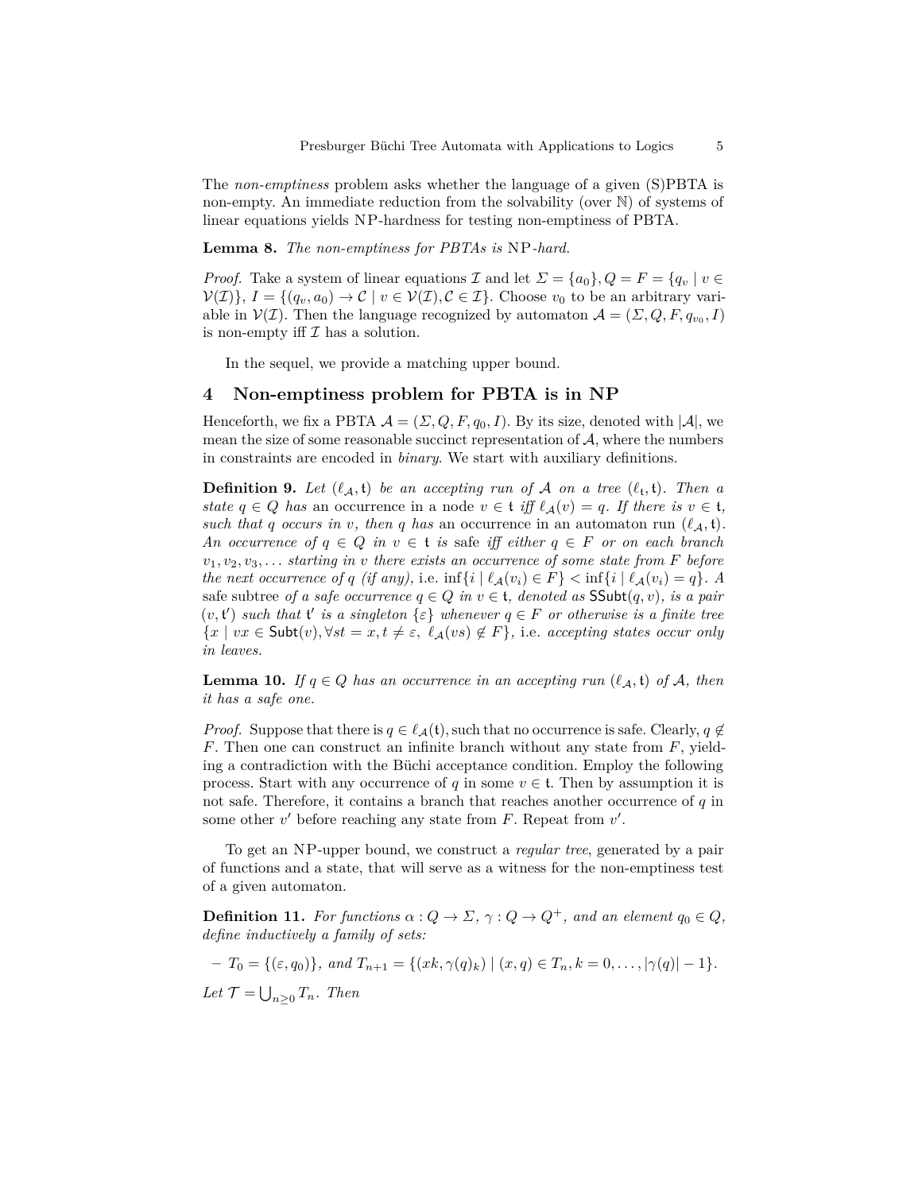The *non-emptiness* problem asks whether the language of a given (S)PBTA is non-empty. An immediate reduction from the solvability (over $\mathbb{N}$) of systems of linear equations yields NP-hardness for testing non-emptiness of PBTA.

**Lemma 8.** *The non-emptiness for PBTAs is* NP*-hard.*

*Proof.* Take a system of linear equations $\mathcal{I}$ and let $\Sigma = \{a_0\}, Q = F = \{q_v \mid v \in \mathcal{V}(\mathcal{I})\}$, $I = \{(q_v, a_0) \to \mathcal{C} \mid v \in \mathcal{V}(\mathcal{I}), \mathcal{C} \in \mathcal{I}\}$. Choose $v_0$ to be an arbitrary variable in $\mathcal{V}(\mathcal{I})$. Then the language recognized by automaton $\mathcal{A} = (\Sigma, Q, F, q_{v_0}, I)$ is non-empty iff $\mathcal{I}$ has a solution.

In the sequel, we provide a matching upper bound.

## 4 Non-emptiness problem for PBTA is in NP

Henceforth, we fix a PBTA $\mathcal{A} = (\Sigma, Q, F, q_0, I)$. By its size, denoted with $|\mathcal{A}|$, we mean the size of some reasonable succinct representation of $\mathcal{A}$, where the numbers in constraints are encoded in *binary*. We start with auxiliary definitions.

**Definition 9.** *Let $(\ell_{\mathcal{A}}, \mathfrak{t})$ be an accepting run of $\mathcal{A}$ on a tree $(\ell_{\mathfrak{t}}, \mathfrak{t})$. Then a state $q \in Q$ has* an occurrence *in a node $v \in \mathfrak{t}$ iff $\ell_{\mathcal{A}}(v) = q$. If there is $v \in \mathfrak{t}$, such that $q$ occurs in $v$, then $q$ has* an occurrence *in an automaton run $(\ell_{\mathcal{A}}, \mathfrak{t})$. An occurrence of $q \in Q$ in $v \in \mathfrak{t}$ is* safe *iff either $q \in F$ or on each branch $v_1, v_2, v_3, \ldots$ starting in $v$ there exists an occurrence of some state from $F$ before the next occurrence of $q$ (if any),* i.e. $\inf\{i \mid \ell_{\mathcal{A}}(v_i) \in F\} < \inf\{i \mid \ell_{\mathcal{A}}(v_i) = q\}$*. A* safe subtree *of a safe occurrence $q \in Q$ in $v \in \mathfrak{t}$, denoted as $\mathsf{SSubt}(q, v)$, is a pair $(v, \mathfrak{t}')$ such that $\mathfrak{t}'$ is a singleton $\{\varepsilon\}$ whenever $q \in F$ or otherwise is a finite tree $\{x \mid vx \in \mathsf{Subt}(v), \forall st = x, t \neq \varepsilon,\ \ell_{\mathcal{A}}(vs) \notin F\}$,* i.e. *accepting states occur only in leaves.*

**Lemma 10.** *If $q \in Q$ has an occurrence in an accepting run $(\ell_{\mathcal{A}}, \mathfrak{t})$ of $\mathcal{A}$, then it has a safe one.*

*Proof.* Suppose that there is $q \in \ell_{\mathcal{A}}(\mathfrak{t})$, such that no occurrence is safe. Clearly, $q \notin F$. Then one can construct an infinite branch without any state from $F$, yielding a contradiction with the Büchi acceptance condition. Employ the following process. Start with any occurrence of $q$ in some $v \in \mathfrak{t}$. Then by assumption it is not safe. Therefore, it contains a branch that reaches another occurrence of $q$ in some other $v'$ before reaching any state from $F$. Repeat from $v'$.

To get an NP-upper bound, we construct a *regular tree*, generated by a pair of functions and a state, that will serve as a witness for the non-emptiness test of a given automaton.

**Definition 11.** *For functions $\alpha : Q \to \Sigma$, $\gamma : Q \to Q^+$, and an element $q_0 \in Q$, define inductively a family of sets:*

- $T_0 = \{(\varepsilon, q_0)\}$*, and* $T_{n+1} = \{(xk, \gamma(q)_k) \mid (x, q) \in T_n, k = 0, \ldots, |\gamma(q)| - 1\}$.

*Let $\mathcal{T} = \bigcup_{n \geq 0} T_n$. Then*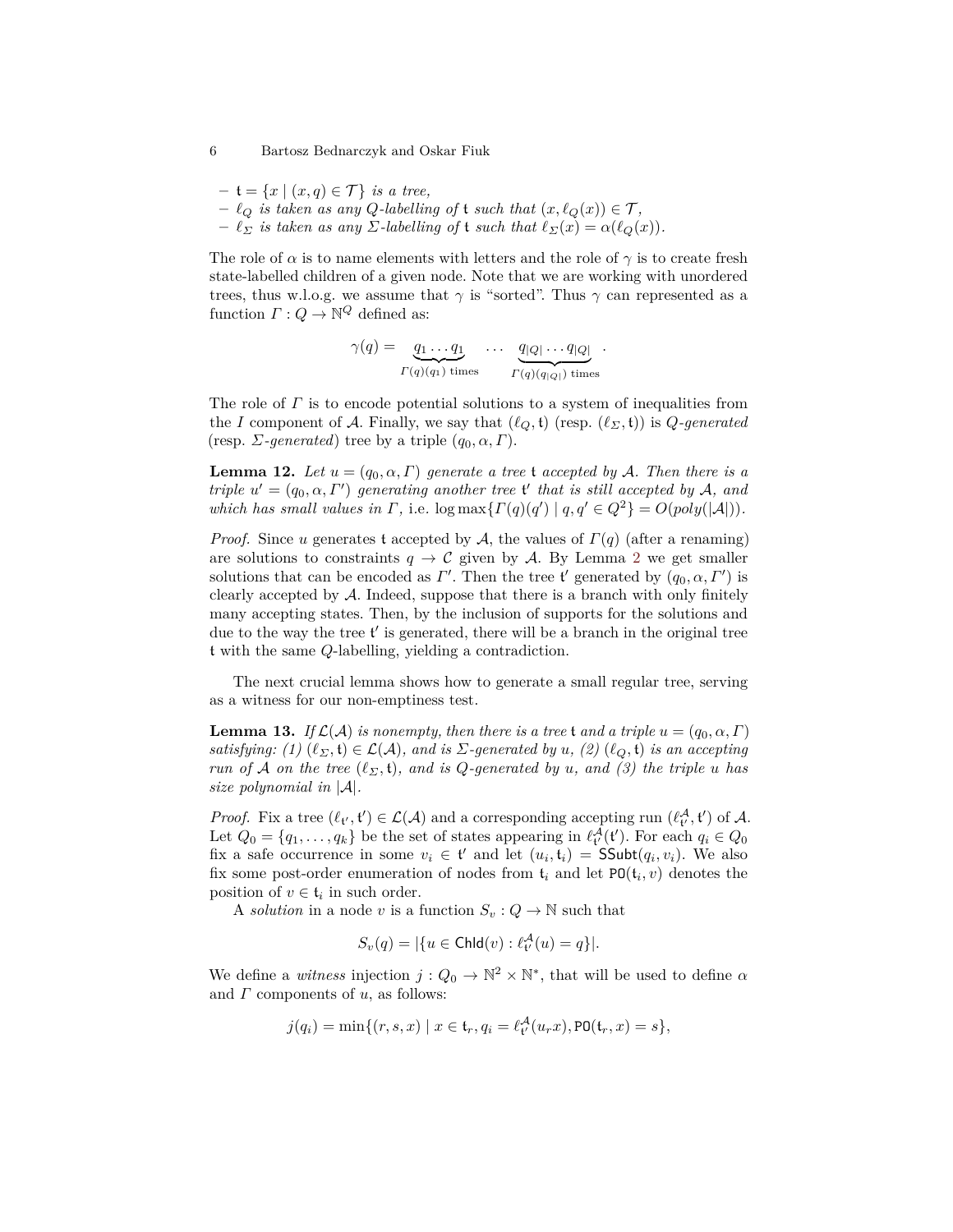– $\mathfrak{t} = \{x \mid (x, q) \in \mathcal{T}\}$ *is a tree,*
– $\ell_Q$ *is taken as any $Q$-labelling of* $\mathfrak{t}$ *such that* $(x, \ell_Q(x)) \in \mathcal{T}$,
– $\ell_\Sigma$ *is taken as any $\Sigma$-labelling of* $\mathfrak{t}$ *such that* $\ell_\Sigma(x) = \alpha(\ell_Q(x))$.

The role of $\alpha$ is to name elements with letters and the role of $\gamma$ is to create fresh state-labelled children of a given node. Note that we are working with unordered trees, thus w.l.o.g. we assume that $\gamma$ is "sorted". Thus $\gamma$ can represented as a function $\Gamma : Q \to \mathbb{N}^Q$ defined as:

$$\gamma(q) = \underbrace{q_1 \ldots q_1}_{\Gamma(q)(q_1) \text{ times}} \quad \ldots \quad \underbrace{q_{|Q|} \ldots q_{|Q|}}_{\Gamma(q)(q_{|Q|}) \text{ times}} .$$

The role of $\Gamma$ is to encode potential solutions to a system of inequalities from the $I$ component of $\mathcal{A}$. Finally, we say that $(\ell_Q, \mathfrak{t})$ (resp. $(\ell_\Sigma, \mathfrak{t})$) is *$Q$-generated* (resp. *$\Sigma$-generated*) tree by a triple $(q_0, \alpha, \Gamma)$.

**Lemma 12.** *Let $u = (q_0, \alpha, \Gamma)$ generate a tree $\mathfrak{t}$ accepted by $\mathcal{A}$. Then there is a triple $u' = (q_0, \alpha, \Gamma')$ generating another tree $\mathfrak{t}'$ that is still accepted by $\mathcal{A}$, and which has small values in $\Gamma$,* i.e. $\log \max\{\Gamma(q)(q') \mid q, q' \in Q^2\} = O(poly(|\mathcal{A}|))$.

*Proof.* Since $u$ generates $\mathfrak{t}$ accepted by $\mathcal{A}$, the values of $\Gamma(q)$ (after a renaming) are solutions to constraints $q \to \mathcal{C}$ given by $\mathcal{A}$. By Lemma 2 we get smaller solutions that can be encoded as $\Gamma'$. Then the tree $\mathfrak{t}'$ generated by $(q_0, \alpha, \Gamma')$ is clearly accepted by $\mathcal{A}$. Indeed, suppose that there is a branch with only finitely many accepting states. Then, by the inclusion of supports for the solutions and due to the way the tree $\mathfrak{t}'$ is generated, there will be a branch in the original tree $\mathfrak{t}$ with the same $Q$-labelling, yielding a contradiction.

The next crucial lemma shows how to generate a small regular tree, serving as a witness for our non-emptiness test.

**Lemma 13.** *If $\mathcal{L}(\mathcal{A})$ is nonempty, then there is a tree $\mathfrak{t}$ and a triple $u = (q_0, \alpha, \Gamma)$ satisfying: (1) $(\ell_\Sigma, \mathfrak{t}) \in \mathcal{L}(\mathcal{A})$, and is $\Sigma$-generated by $u$, (2) $(\ell_Q, \mathfrak{t})$ is an accepting run of $\mathcal{A}$ on the tree $(\ell_\Sigma, \mathfrak{t})$, and is $Q$-generated by $u$, and (3) the triple $u$ has size polynomial in $|\mathcal{A}|$.*

*Proof.* Fix a tree $(\ell_{\mathfrak{t}'}, \mathfrak{t}') \in \mathcal{L}(\mathcal{A})$ and a corresponding accepting run $(\ell^{\mathcal{A}}_{\mathfrak{t}'}, \mathfrak{t}')$ of $\mathcal{A}$. Let $Q_0 = \{q_1, \ldots, q_k\}$ be the set of states appearing in $\ell^{\mathcal{A}}_{\mathfrak{t}'}(\mathfrak{t}')$. For each $q_i \in Q_0$ fix a safe occurrence in some $v_i \in \mathfrak{t}'$ and let $(u_i, \mathfrak{t}_i) = \mathsf{SSubt}(q_i, v_i)$. We also fix some post-order enumeration of nodes from $\mathfrak{t}_i$ and let $\mathsf{PO}(\mathfrak{t}_i, v)$ denotes the position of $v \in \mathfrak{t}_i$ in such order.

A *solution* in a node $v$ is a function $S_v : Q \to \mathbb{N}$ such that

$$S_v(q) = |\{u \in \mathsf{Chld}(v) : \ell^{\mathcal{A}}_{\mathfrak{t}'}(u) = q\}|.$$

We define a *witness* injection $j : Q_0 \to \mathbb{N}^2 \times \mathbb{N}^*$, that will be used to define $\alpha$ and $\Gamma$ components of $u$, as follows:

$$j(q_i) = \min\{(r, s, x) \mid x \in \mathfrak{t}_r, q_i = \ell^{\mathcal{A}}_{\mathfrak{t}'}(u_r x), \mathsf{PO}(\mathfrak{t}_r, x) = s\},$$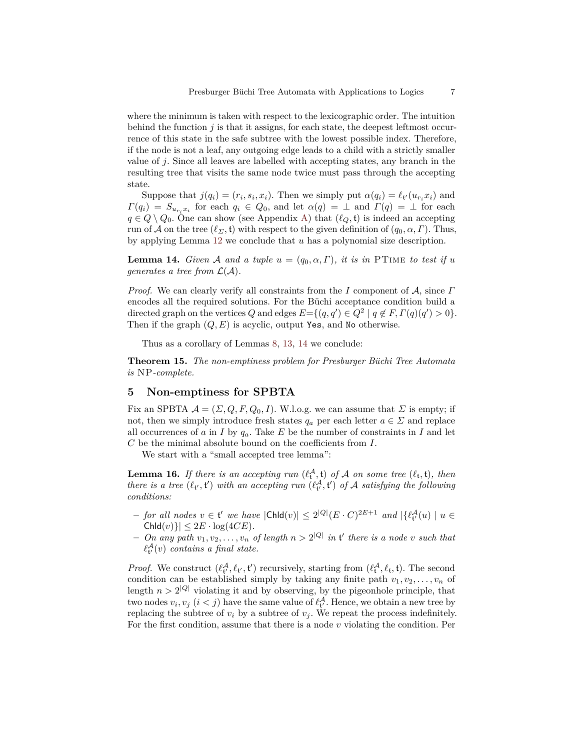where the minimum is taken with respect to the lexicographic order. The intuition behind the function $j$ is that it assigns, for each state, the deepest leftmost occurrence of this state in the safe subtree with the lowest possible index. Therefore, if the node is not a leaf, any outgoing edge leads to a child with a strictly smaller value of $j$. Since all leaves are labelled with accepting states, any branch in the resulting tree that visits the same node twice must pass through the accepting state.

Suppose that $j(q_i) = (r_i, s_i, x_i)$. Then we simply put $\alpha(q_i) = \ell_{\mathfrak{t}'}(u_{r_i} x_i)$ and $\Gamma(q_i) = S_{u_{r_i} x_i}$ for each $q_i \in Q_0$, and let $\alpha(q) = \bot$ and $\Gamma(q) = \bot$ for each $q \in Q \setminus Q_0$. One can show (see Appendix A) that $(\ell_Q, \mathfrak{t})$ is indeed an accepting run of $\mathcal{A}$ on the tree $(\ell_\Sigma, \mathfrak{t})$ with respect to the given definition of $(q_0, \alpha, \Gamma)$. Thus, by applying Lemma 12 we conclude that $u$ has a polynomial size description.

**Lemma 14.** *Given $\mathcal{A}$ and a tuple $u = (q_0, \alpha, \Gamma)$, it is in* PTime *to test if $u$ generates a tree from $\mathcal{L}(\mathcal{A})$.*

*Proof.* We can clearly verify all constraints from the $I$ component of $\mathcal{A}$, since $\Gamma$ encodes all the required solutions. For the Büchi acceptance condition build a directed graph on the vertices $Q$ and edges $E = \{(q, q') \in Q^2 \mid q \notin F, \Gamma(q)(q') > 0\}$. Then if the graph $(Q, E)$ is acyclic, output `Yes`, and `No` otherwise.

Thus as a corollary of Lemmas 8, 13, 14 we conclude:

**Theorem 15.** *The non-emptiness problem for Presburger Büchi Tree Automata is* NP*-complete.*

## 5 Non-emptiness for SPBTA

Fix an SPBTA $\mathcal{A} = (\Sigma, Q, F, Q_0, I)$. W.l.o.g. we can assume that $\Sigma$ is empty; if not, then we simply introduce fresh states $q_a$ per each letter $a \in \Sigma$ and replace all occurrences of $a$ in $I$ by $q_a$. Take $E$ be the number of constraints in $I$ and let $C$ be the minimal absolute bound on the coefficients from $I$.

We start with a "small accepted tree lemma":

**Lemma 16.** *If there is an accepting run $(\ell_{\mathfrak{t}}^{\mathcal{A}}, \mathfrak{t})$ of $\mathcal{A}$ on some tree $(\ell_{\mathfrak{t}}, \mathfrak{t})$, then there is a tree $(\ell_{\mathfrak{t}'}, \mathfrak{t}')$ with an accepting run $(\ell_{\mathfrak{t}'}^{\mathcal{A}}, \mathfrak{t}')$ of $\mathcal{A}$ satisfying the following conditions:*

- *for all nodes $v \in \mathfrak{t}'$ we have $|\mathsf{Chld}(v)| \leq 2^{|Q|}(E \cdot C)^{2E+1}$ and $|\{\ell_{\mathfrak{t}'}^{\mathcal{A}}(u) \mid u \in \mathsf{Chld}(v)\}| \leq 2E \cdot \log(4CE)$.*
- *On any path $v_1, v_2, \ldots, v_n$ of length $n > 2^{|Q|}$ in $\mathfrak{t}'$ there is a node $v$ such that $\ell_{\mathfrak{t}'}^{\mathcal{A}}(v)$ contains a final state.*

*Proof.* We construct $(\ell_{\mathfrak{t}'}^{\mathcal{A}}, \ell_{\mathfrak{t}'}, \mathfrak{t}')$ recursively, starting from $(\ell_{\mathfrak{t}}^{\mathcal{A}}, \ell_{\mathfrak{t}}, \mathfrak{t})$. The second condition can be established simply by taking any finite path $v_1, v_2, \ldots, v_n$ of length $n > 2^{|Q|}$ violating it and by observing, by the pigeonhole principle, that two nodes $v_i, v_j$ $(i < j)$ have the same value of $\ell_{\mathfrak{t}'}^{\mathcal{A}}$. Hence, we obtain a new tree by replacing the subtree of $v_i$ by a subtree of $v_j$. We repeat the process indefinitely. For the first condition, assume that there is a node $v$ violating the condition. Per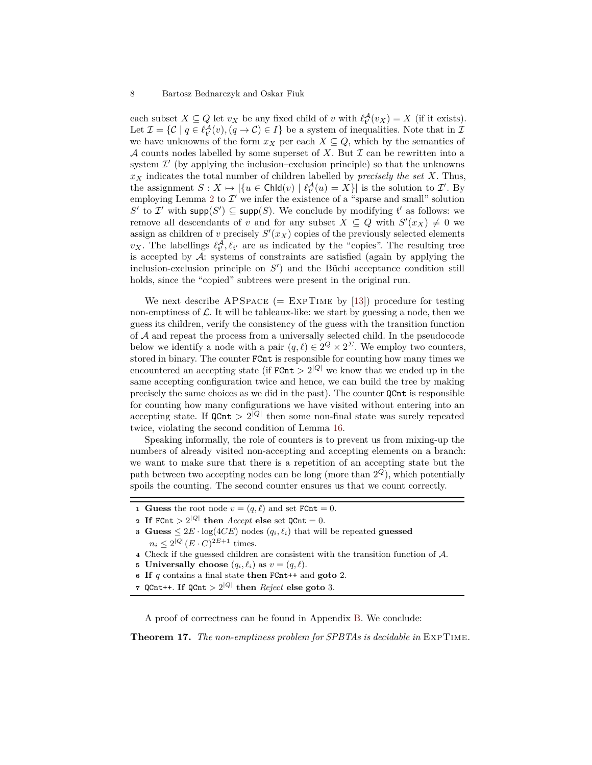each subset $X \subseteq Q$ let $v_X$ be any fixed child of $v$ with $\ell^{\mathcal{A}}_{\mathfrak{t}'}(v_X) = X$ (if it exists). Let $\mathcal{I} = \{\mathcal{C} \mid q \in \ell^{\mathcal{A}}_{\mathfrak{t}'}(v), (q \to \mathcal{C}) \in I\}$ be a system of inequalities. Note that in $\mathcal{I}$ we have unknowns of the form $x_X$ per each $X \subseteq Q$, which by the semantics of $\mathcal{A}$ counts nodes labelled by some superset of $X$. But $\mathcal{I}$ can be rewritten into a system $\mathcal{I}'$ (by applying the inclusion–exclusion principle) so that the unknowns $x_X$ indicates the total number of children labelled by *precisely the set* $X$. Thus, the assignment $S : X \mapsto |\{u \in \mathsf{Chld}(v) \mid \ell^{\mathcal{A}}_{\mathfrak{t}'}(u) = X\}|$ is the solution to $\mathcal{I}'$. By employing Lemma 2 to $\mathcal{I}'$ we infer the existence of a "sparse and small" solution $S'$ to $\mathcal{I}'$ with $\mathsf{supp}(S') \subseteq \mathsf{supp}(S)$. We conclude by modifying $\mathfrak{t}'$ as follows: we remove all descendants of $v$ and for any subset $X \subseteq Q$ with $S'(x_X) \neq 0$ we assign as children of $v$ precisely $S'(x_X)$ copies of the previously selected elements $v_X$. The labellings $\ell^{\mathcal{A}}_{\mathfrak{t}'}, \ell_{\mathfrak{t}'}$ are as indicated by the "copies". The resulting tree is accepted by $\mathcal{A}$: systems of constraints are satisfied (again by applying the inclusion-exclusion principle on $S'$) and the Büchi acceptance condition still holds, since the "copied" subtrees were present in the original run.

We next describe APSPACE (= EXPTIME by [13]) procedure for testing non-emptiness of $\mathcal{L}$. It will be tableaux-like: we start by guessing a node, then we guess its children, verify the consistency of the guess with the transition function of $\mathcal{A}$ and repeat the process from a universally selected child. In the pseudocode below we identify a node with a pair $(q, \ell) \in 2^Q \times 2^\Sigma$. We employ two counters, stored in binary. The counter FCnt is responsible for counting how many times we encountered an accepting state (if $\texttt{FCnt} > 2^{|Q|}$ we know that we ended up in the same accepting configuration twice and hence, we can build the tree by making precisely the same choices as we did in the past). The counter QCnt is responsible for counting how many configurations we have visited without entering into an accepting state. If $\texttt{QCnt} > 2^{|Q|}$ then some non-final state was surely repeated twice, violating the second condition of Lemma 16.

Speaking informally, the role of counters is to prevent us from mixing-up the numbers of already visited non-accepting and accepting elements on a branch: we want to make sure that there is a repetition of an accepting state but the path between two accepting nodes can be long (more than $2^Q$), which potentially spoils the counting. The second counter ensures us that we count correctly.

1. **Guess** the root node $v = (q, \ell)$ and set $\texttt{FCnt} = 0$.
2. **If** $\texttt{FCnt} > 2^{|Q|}$ **then** *Accept* **else** set $\texttt{QCnt} = 0$.
3. **Guess** $\leq 2E \cdot \log(4CE)$ nodes $(q_i, \ell_i)$ that will be repeated **guessed** $n_i \leq 2^{|Q|}(E \cdot C)^{2E+1}$ times.
4. Check if the guessed children are consistent with the transition function of $\mathcal{A}$.
5. **Universally choose** $(q_i, \ell_i)$ as $v = (q, \ell)$.
6. **If** $q$ contains a final state **then** FCnt++ and **goto** 2.
7. QCnt++. **If** $\texttt{QCnt} > 2^{|Q|}$ **then** *Reject* **else goto** 3.

A proof of correctness can be found in Appendix B. We conclude:

**Theorem 17.** *The non-emptiness problem for SPBTAs is decidable in* EXPTIME.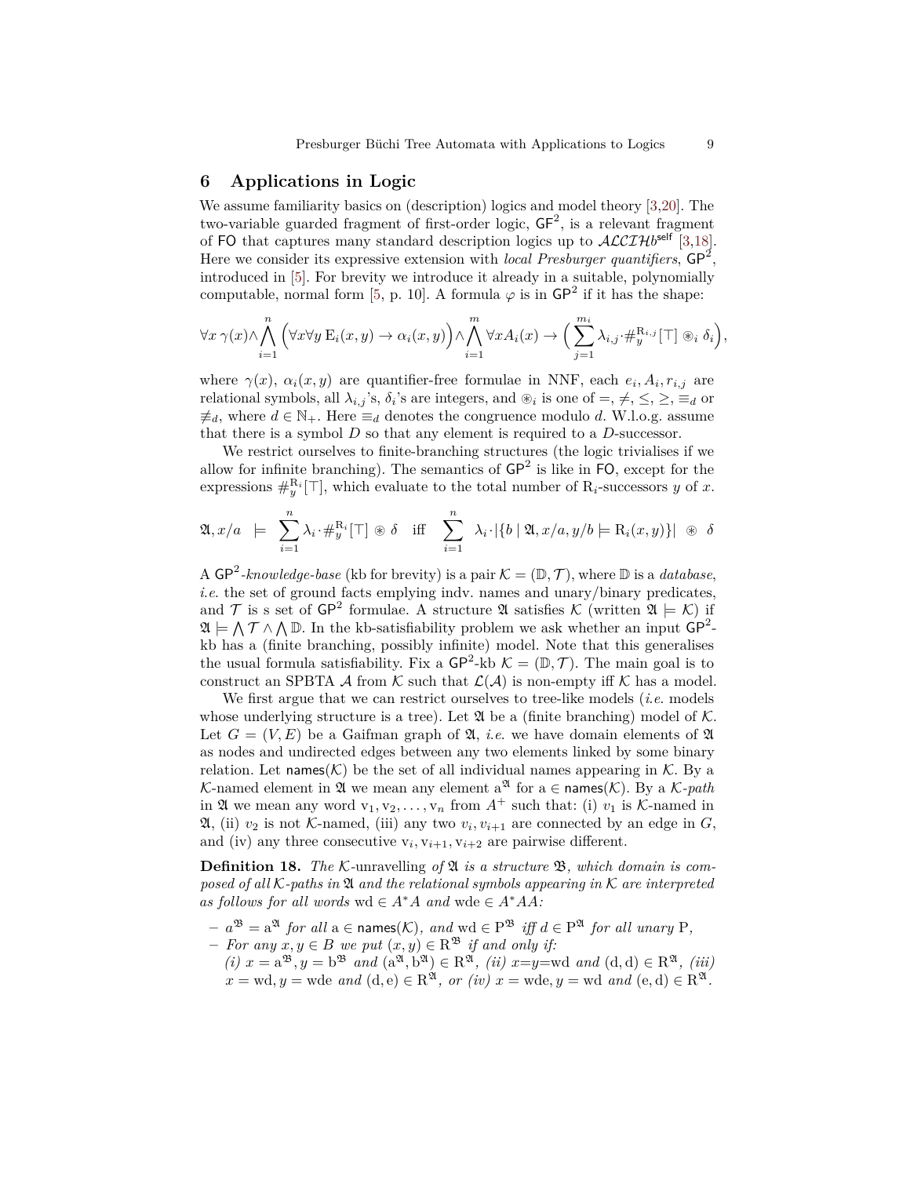## 6 Applications in Logic

We assume familiarity basics on (description) logics and model theory [3,20]. The two-variable guarded fragment of first-order logic, $\mathsf{GF}^2$, is a relevant fragment of $\mathsf{FO}$ that captures many standard description logics up to $\mathcal{ALCIH}b^{\mathsf{self}}$ [3,18]. Here we consider its expressive extension with *local Presburger quantifiers*, $\mathsf{GP}^2$, introduced in [5]. For brevity we introduce it already in a suitable, polynomially computable, normal form [5, p. 10]. A formula $\varphi$ is in $\mathsf{GP}^2$ if it has the shape:

$$\forall x\, \gamma(x) \wedge \bigwedge_{i=1}^{n} \Big( \forall x \forall y\, \mathrm{E}_i(x,y) \to \alpha_i(x,y) \Big) \wedge \bigwedge_{i=1}^{m} \forall x A_i(x) \to \Big( \sum_{j=1}^{m_i} \lambda_{i,j} \cdot \#_y^{\mathrm{R}_{i,j}}[\top] \circledast_i \delta_i \Big),$$

where $\gamma(x)$, $\alpha_i(x,y)$ are quantifier-free formulae in NNF, each $e_i, A_i, r_{i,j}$ are relational symbols, all $\lambda_{i,j}$'s, $\delta_i$'s are integers, and $\circledast_i$ is one of $=, \neq, \leq, \geq, \equiv_d$ or $\not\equiv_d$, where $d \in \mathbb{N}_+$. Here $\equiv_d$ denotes the congruence modulo $d$. W.l.o.g. assume that there is a symbol $D$ so that any element is required to a $D$-successor.

We restrict ourselves to finite-branching structures (the logic trivialises if we allow for infinite branching). The semantics of $\mathsf{GP}^2$ is like in $\mathsf{FO}$, except for the expressions $\#_y^{\mathrm{R}_i}[\top]$, which evaluate to the total number of $\mathrm{R}_i$-successors $y$ of $x$.

$$\mathfrak{A}, x/a \models \sum_{i=1}^{n} \lambda_i \cdot \#_y^{\mathrm{R}_i}[\top] \circledast \delta \quad \text{iff} \quad \sum_{i=1}^{n} \lambda_i \cdot |\{b \mid \mathfrak{A}, x/a, y/b \models \mathrm{R}_i(x,y)\}| \circledast \delta$$

A $\mathsf{GP}^2$-*knowledge-base* (kb for brevity) is a pair $\mathcal{K} = (\mathbb{D}, \mathcal{T})$, where $\mathbb{D}$ is a *database*, *i.e.* the set of ground facts emplying indv. names and unary/binary predicates, and $\mathcal{T}$ is s set of $\mathsf{GP}^2$ formulae. A structure $\mathfrak{A}$ satisfies $\mathcal{K}$ (written $\mathfrak{A} \models \mathcal{K}$) if $\mathfrak{A} \models \bigwedge \mathcal{T} \wedge \bigwedge \mathbb{D}$. In the kb-satisfiability problem we ask whether an input $\mathsf{GP}^2$-kb has a (finite branching, possibly infinite) model. Note that this generalises the usual formula satisfiability. Fix a $\mathsf{GP}^2$-kb $\mathcal{K} = (\mathbb{D}, \mathcal{T})$. The main goal is to construct an SPBTA $\mathcal{A}$ from $\mathcal{K}$ such that $\mathcal{L}(\mathcal{A})$ is non-empty iff $\mathcal{K}$ has a model.

We first argue that we can restrict ourselves to tree-like models (*i.e.* models whose underlying structure is a tree). Let $\mathfrak{A}$ be a (finite branching) model of $\mathcal{K}$. Let $G = (V, E)$ be a Gaifman graph of $\mathfrak{A}$, *i.e.* we have domain elements of $\mathfrak{A}$ as nodes and undirected edges between any two elements linked by some binary relation. Let $\mathsf{names}(\mathcal{K})$ be the set of all individual names appearing in $\mathcal{K}$. By a $\mathcal{K}$-named element in $\mathfrak{A}$ we mean any element $\mathrm{a}^{\mathfrak{A}}$ for $\mathrm{a} \in \mathsf{names}(\mathcal{K})$. By a $\mathcal{K}$-*path* in $\mathfrak{A}$ we mean any word $\mathrm{v}_1, \mathrm{v}_2, \ldots, \mathrm{v}_n$ from $A^+$ such that: (i) $v_1$ is $\mathcal{K}$-named in $\mathfrak{A}$, (ii) $v_2$ is not $\mathcal{K}$-named, (iii) any two $v_i, v_{i+1}$ are connected by an edge in $G$, and (iv) any three consecutive $\mathrm{v}_i, \mathrm{v}_{i+1}, \mathrm{v}_{i+2}$ are pairwise different.

**Definition 18.** *The* $\mathcal{K}$*-unravelling of* $\mathfrak{A}$ *is a structure* $\mathfrak{B}$*, which domain is composed of all* $\mathcal{K}$*-paths in* $\mathfrak{A}$ *and the relational symbols appearing in* $\mathcal{K}$ *are interpreted as follows for all words* $\mathrm{wd} \in A^*A$ *and* $\mathrm{wde} \in A^*AA$*:*

- $a^{\mathfrak{B}} = \mathrm{a}^{\mathfrak{A}}$ *for all* $\mathrm{a} \in \mathsf{names}(\mathcal{K})$*, and* $\mathrm{wd} \in \mathrm{P}^{\mathfrak{B}}$ *iff* $d \in \mathrm{P}^{\mathfrak{A}}$ *for all unary* $\mathrm{P}$*,*
- *For any* $x, y \in B$ *we put* $(x,y) \in \mathrm{R}^{\mathfrak{B}}$ *if and only if:*
  *(i)* $x = \mathrm{a}^{\mathfrak{B}}, y = \mathrm{b}^{\mathfrak{B}}$ *and* $(\mathrm{a}^{\mathfrak{A}}, \mathrm{b}^{\mathfrak{A}}) \in \mathrm{R}^{\mathfrak{A}}$*, (ii)* $x{=}y{=}\mathrm{wd}$ *and* $(\mathrm{d},\mathrm{d}) \in \mathrm{R}^{\mathfrak{A}}$*, (iii)* $x = \mathrm{wd}, y = \mathrm{wde}$ *and* $(\mathrm{d},\mathrm{e}) \in \mathrm{R}^{\mathfrak{A}}$*, or (iv)* $x = \mathrm{wde}, y = \mathrm{wd}$ *and* $(\mathrm{e},\mathrm{d}) \in \mathrm{R}^{\mathfrak{A}}$*.*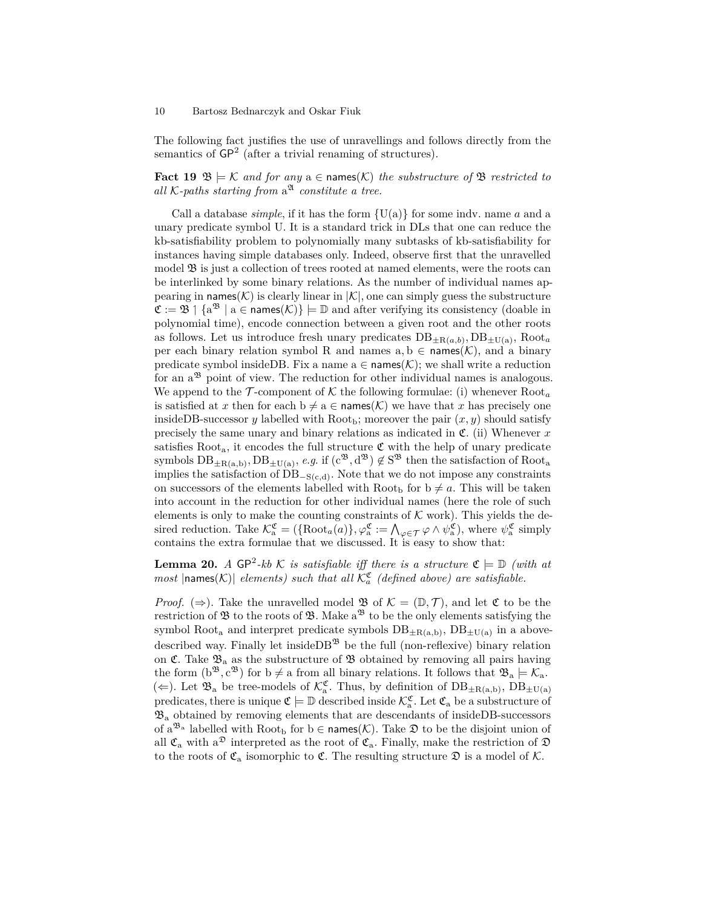The following fact justifies the use of unravellings and follows directly from the semantics of $\mathsf{GP}^2$ (after a trivial renaming of structures).

**Fact 19** *$\mathfrak{B} \models \mathcal{K}$ and for any $\mathrm{a} \in \mathsf{names}(\mathcal{K})$ the substructure of $\mathfrak{B}$ restricted to all $\mathcal{K}$-paths starting from $\mathrm{a}^{\mathfrak{A}}$ constitute a tree.*

Call a database *simple*, if it has the form $\{\mathrm{U(a)}\}$ for some indv. name $a$ and a unary predicate symbol U. It is a standard trick in DLs that one can reduce the kb-satisfiability problem to polynomially many subtasks of kb-satisfiability for instances having simple databases only. Indeed, observe first that the unravelled model $\mathfrak{B}$ is just a collection of trees rooted at named elements, were the roots can be interlinked by some binary relations. As the number of individual names appearing in $\mathsf{names}(\mathcal{K})$ is clearly linear in $|\mathcal{K}|$, one can simply guess the substructure $\mathfrak{C} := \mathfrak{B} \upharpoonright \{\mathrm{a}^{\mathfrak{B}} \mid \mathrm{a} \in \mathsf{names}(\mathcal{K})\} \models \mathbb{D}$ and after verifying its consistency (doable in polynomial time), encode connection between a given root and the other roots as follows. Let us introduce fresh unary predicates $\mathrm{DB}_{\pm\mathrm{R}(a,b)}, \mathrm{DB}_{\pm\mathrm{U(a)}}, \mathrm{Root}_a$ per each binary relation symbol R and names $\mathrm{a}, \mathrm{b} \in \mathsf{names}(\mathcal{K})$, and a binary predicate symbol insideDB. Fix a name $\mathrm{a} \in \mathsf{names}(\mathcal{K})$; we shall write a reduction for an $\mathrm{a}^{\mathfrak{B}}$ point of view. The reduction for other individual names is analogous. We append to the $\mathcal{T}$-component of $\mathcal{K}$ the following formulae: (i) whenever $\mathrm{Root}_a$ is satisfied at $x$ then for each $\mathrm{b} \neq \mathrm{a} \in \mathsf{names}(\mathcal{K})$ we have that $x$ has precisely one insideDB-successor $y$ labelled with $\mathrm{Root}_{\mathrm{b}}$; moreover the pair $(x, y)$ should satisfy precisely the same unary and binary relations as indicated in $\mathfrak{C}$. (ii) Whenever $x$ satisfies $\mathrm{Root}_{\mathrm{a}}$, it encodes the full structure $\mathfrak{C}$ with the help of unary predicate symbols $\mathrm{DB}_{\pm\mathrm{R(a,b)}}, \mathrm{DB}_{\pm\mathrm{U(a)}}$, *e.g.* if $(\mathrm{c}^{\mathfrak{B}}, \mathrm{d}^{\mathfrak{B}}) \not\in \mathrm{S}^{\mathfrak{B}}$ then the satisfaction of $\mathrm{Root}_{\mathrm{a}}$ implies the satisfaction of $\mathrm{DB}_{-\mathrm{S(c,d)}}$. Note that we do not impose any constraints on successors of the elements labelled with $\mathrm{Root}_{\mathrm{b}}$ for $\mathrm{b} \neq a$. This will be taken into account in the reduction for other individual names (here the role of such elements is only to make the counting constraints of $\mathcal{K}$ work). This yields the desired reduction. Take $\mathcal{K}_{\mathrm{a}}^{\mathfrak{C}} = (\{\mathrm{Root}_a(a)\}, \varphi_{\mathrm{a}}^{\mathfrak{C}} := \bigwedge_{\varphi \in \mathcal{T}} \varphi \wedge \psi_{\mathrm{a}}^{\mathfrak{C}})$, where $\psi_{\mathrm{a}}^{\mathfrak{C}}$ simply contains the extra formulae that we discussed. It is easy to show that:

**Lemma 20.** *A $\mathsf{GP}^2$-kb $\mathcal{K}$ is satisfiable iff there is a structure $\mathfrak{C} \models \mathbb{D}$ (with at most $|\mathsf{names}(\mathcal{K})|$ elements) such that all $\mathcal{K}_a^{\mathfrak{C}}$ (defined above) are satisfiable.*

*Proof.* ($\Rightarrow$). Take the unravelled model $\mathfrak{B}$ of $\mathcal{K} = (\mathbb{D}, \mathcal{T})$, and let $\mathfrak{C}$ to be the restriction of $\mathfrak{B}$ to the roots of $\mathfrak{B}$. Make $\mathrm{a}^{\mathfrak{B}}$ to be the only elements satisfying the symbol $\mathrm{Root}_{\mathrm{a}}$ and interpret predicate symbols $\mathrm{DB}_{\pm\mathrm{R(a,b)}}, \mathrm{DB}_{\pm\mathrm{U(a)}}$ in a above-described way. Finally let $\mathrm{insideDB}^{\mathfrak{B}}$ be the full (non-reflexive) binary relation on $\mathfrak{C}$. Take $\mathfrak{B}_{\mathrm{a}}$ as the substructure of $\mathfrak{B}$ obtained by removing all pairs having the form $(\mathrm{b}^{\mathfrak{B}}, \mathrm{c}^{\mathfrak{B}})$ for $\mathrm{b} \neq \mathrm{a}$ from all binary relations. It follows that $\mathfrak{B}_{\mathrm{a}} \models \mathcal{K}_{\mathrm{a}}$.
($\Leftarrow$). Let $\mathfrak{B}_{\mathrm{a}}$ be tree-models of $\mathcal{K}_{\mathrm{a}}^{\mathfrak{C}}$. Thus, by definition of $\mathrm{DB}_{\pm\mathrm{R(a,b)}}, \mathrm{DB}_{\pm\mathrm{U(a)}}$ predicates, there is unique $\mathfrak{C} \models \mathbb{D}$ described inside $\mathcal{K}_{\mathrm{a}}^{\mathfrak{C}}$. Let $\mathfrak{C}_{\mathrm{a}}$ be a substructure of $\mathfrak{B}_{\mathrm{a}}$ obtained by removing elements that are descendants of insideDB-successors of $\mathrm{a}^{\mathfrak{B}_{\mathrm{a}}}$ labelled with $\mathrm{Root}_{\mathrm{b}}$ for $\mathrm{b} \in \mathsf{names}(\mathcal{K})$. Take $\mathfrak{D}$ to be the disjoint union of all $\mathfrak{C}_{\mathrm{a}}$ with $\mathrm{a}^{\mathfrak{D}}$ interpreted as the root of $\mathfrak{C}_{\mathrm{a}}$. Finally, make the restriction of $\mathfrak{D}$ to the roots of $\mathfrak{C}_{\mathrm{a}}$ isomorphic to $\mathfrak{C}$. The resulting structure $\mathfrak{D}$ is a model of $\mathcal{K}$.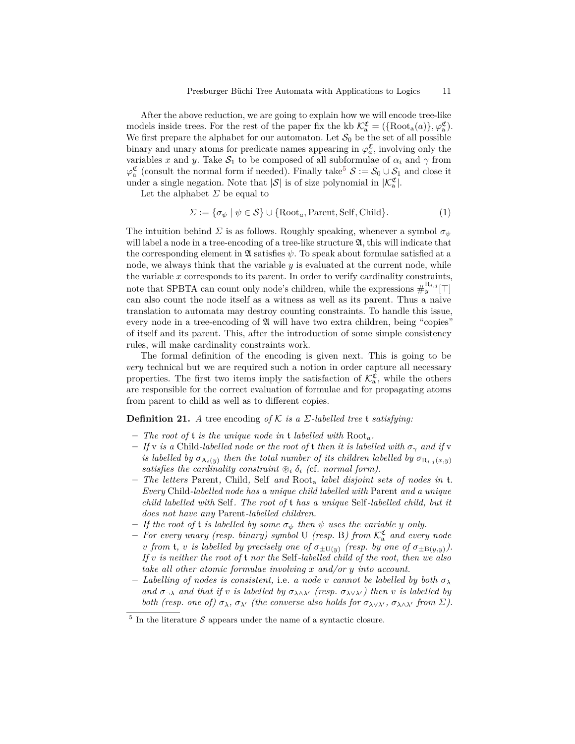After the above reduction, we are going to explain how we will encode tree-like models inside trees. For the rest of the paper fix the kb $\mathcal{K}_{\mathrm{a}}^{\mathfrak{C}} = (\{\mathrm{Root}_{\mathrm{a}}(a)\}, \varphi_{\mathrm{a}}^{\mathfrak{C}})$. We first prepare the alphabet for our automaton. Let $\mathcal{S}_0$ be the set of all possible binary and unary atoms for predicate names appearing in $\varphi_a^{\mathfrak{C}}$, involving only the variables $x$ and $y$. Take $\mathcal{S}_1$ to be composed of all subformulae of $\alpha_i$ and $\gamma$ from $\varphi_{\mathrm{a}}^{\mathfrak{C}}$ (consult the normal form if needed). Finally take[5] $\mathcal{S} := \mathcal{S}_0 \cup \mathcal{S}_1$ and close it under a single negation. Note that $|\mathcal{S}|$ is of size polynomial in $|\mathcal{K}_{\mathrm{a}}^{\mathfrak{C}}|$.

Let the alphabet $\Sigma$ be equal to

$$\Sigma := \{\sigma_\psi \mid \psi \in \mathcal{S}\} \cup \{\mathrm{Root}_a, \mathrm{Parent}, \mathrm{Self}, \mathrm{Child}\}. \tag{1}$$

The intuition behind $\Sigma$ is as follows. Roughly speaking, whenever a symbol $\sigma_\psi$ will label a node in a tree-encoding of a tree-like structure $\mathfrak{A}$, this will indicate that the corresponding element in $\mathfrak{A}$ satisfies $\psi$. To speak about formulae satisfied at a node, we always think that the variable $y$ is evaluated at the current node, while the variable $x$ corresponds to its parent. In order to verify cardinality constraints, note that SPBTA can count only node's children, while the expressions $\#_y^{\mathrm{R}_{i,j}}[\top]$ can also count the node itself as a witness as well as its parent. Thus a naive translation to automata may destroy counting constraints. To handle this issue, every node in a tree-encoding of $\mathfrak{A}$ will have two extra children, being "copies" of itself and its parent. This, after the introduction of some simple consistency rules, will make cardinality constraints work.

The formal definition of the encoding is given next. This is going to be *very* technical but we are required such a notion in order capture all necessary properties. The first two items imply the satisfaction of $\mathcal{K}_{\mathrm{a}}^{\mathfrak{C}}$, while the others are responsible for the correct evaluation of formulae and for propagating atoms from parent to child as well as to different copies.

**Definition 21.** *A* tree encoding *of $\mathcal{K}$ is a $\Sigma$-labelled tree $\mathfrak{t}$ satisfying:*

- *The root of $\mathfrak{t}$ is the unique node in $\mathfrak{t}$ labelled with $\mathrm{Root}_a$.*
- *If $\mathrm{v}$ is a* Child*-labelled node or the root of $\mathfrak{t}$ then it is labelled with $\sigma_\gamma$ and if $\mathrm{v}$ is labelled by $\sigma_{\mathrm{A}_i(y)}$ then the total number of its children labelled by $\sigma_{\mathrm{R}_{i,j}(x,y)}$ satisfies the cardinality constraint $\circledast_i\ \delta_i$ (*cf. *normal form).*
- *The letters* Parent*,* Child*,* Self *and* $\mathrm{Root}_{\mathrm{a}}$ *label disjoint sets of nodes in $\mathfrak{t}$. Every* Child*-labelled node has a unique child labelled with* Parent *and a unique child labelled with* Self*. The root of $\mathfrak{t}$ has a unique* Self*-labelled child, but it does not have any* Parent*-labelled children.*
- *If the root of $\mathfrak{t}$ is labelled by some $\sigma_\psi$ then $\psi$ uses the variable $y$ only.*
- *For every unary (resp. binary) symbol* U *(resp.* B*) from $\mathcal{K}_{\mathrm{a}}^{\mathfrak{C}}$ and every node $v$ from $\mathfrak{t}$, $v$ is labelled by precisely one of $\sigma_{\pm\mathrm{U}(y)}$ (resp. by one of $\sigma_{\pm\mathrm{B}(y,y)}$). If $v$ is neither the root of $\mathfrak{t}$ nor the* Self*-labelled child of the root, then we also take all other atomic formulae involving $x$ and/or $y$ into account.*
- *Labelling of nodes is consistent,* i.e. *a node $v$ cannot be labelled by both $\sigma_\lambda$ and $\sigma_{\neg\lambda}$ and that if $v$ is labelled by $\sigma_{\lambda\wedge\lambda'}$ (resp. $\sigma_{\lambda\vee\lambda'}$) then $v$ is labelled by both (resp. one of) $\sigma_\lambda$, $\sigma_{\lambda'}$ (the converse also holds for $\sigma_{\lambda\vee\lambda'}$, $\sigma_{\lambda\wedge\lambda'}$ from $\Sigma$).*

[5] In the literature $\mathcal{S}$ appears under the name of a syntactic closure.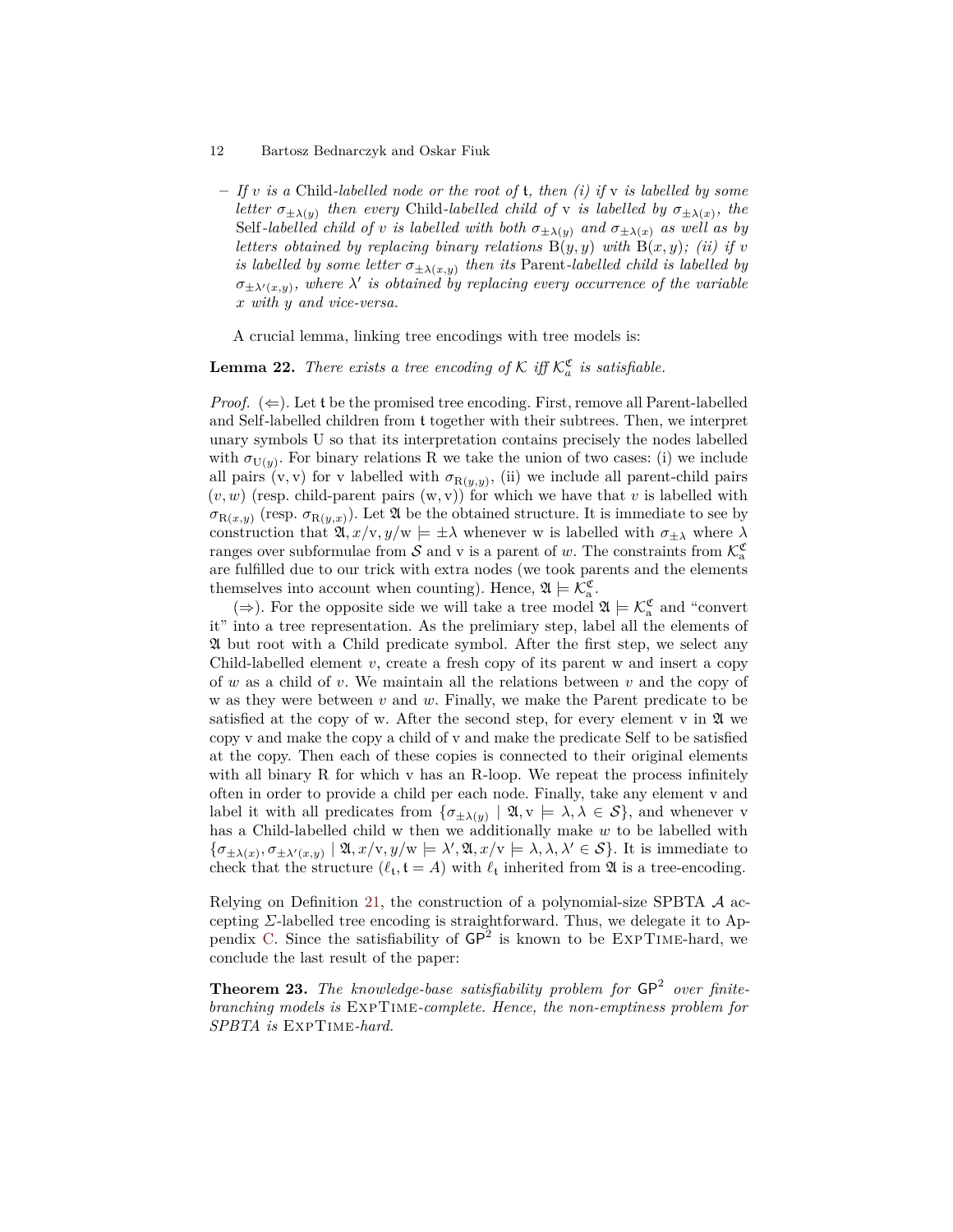– *If $v$ is a* Child*-labelled node or the root of $\mathfrak{t}$, then (i) if $\mathrm{v}$ is labelled by some letter $\sigma_{\pm\lambda(y)}$ then every* Child*-labelled child of $\mathrm{v}$ is labelled by $\sigma_{\pm\lambda(x)}$, the* Self*-labelled child of $v$ is labelled with both $\sigma_{\pm\lambda(y)}$ and $\sigma_{\pm\lambda(x)}$ as well as by letters obtained by replacing binary relations $\mathrm{B}(y,y)$ with $\mathrm{B}(x,y)$; (ii) if $v$ is labelled by some letter $\sigma_{\pm\lambda(x,y)}$ then its* Parent*-labelled child is labelled by $\sigma_{\pm\lambda'(x,y)}$, where $\lambda'$ is obtained by replacing every occurrence of the variable $x$ with $y$ and vice-versa.*

A crucial lemma, linking tree encodings with tree models is:

**Lemma 22.** *There exists a tree encoding of $\mathcal{K}$ iff $\mathcal{K}_a^{\mathfrak{c}}$ is satisfiable.*

*Proof.* ($\Leftarrow$). Let $\mathfrak{t}$ be the promised tree encoding. First, remove all Parent-labelled and Self-labelled children from $\mathfrak{t}$ together with their subtrees. Then, we interpret unary symbols U so that its interpretation contains precisely the nodes labelled with $\sigma_{\mathrm{U}(y)}$. For binary relations R we take the union of two cases: (i) we include all pairs $(\mathrm{v},\mathrm{v})$ for v labelled with $\sigma_{\mathrm{R}(y,y)}$, (ii) we include all parent-child pairs $(v,w)$ (resp. child-parent pairs $(\mathrm{w},\mathrm{v})$) for which we have that $v$ is labelled with $\sigma_{\mathrm{R}(x,y)}$ (resp. $\sigma_{\mathrm{R}(y,x)}$). Let $\mathfrak{A}$ be the obtained structure. It is immediate to see by construction that $\mathfrak{A}, x/\mathrm{v}, y/\mathrm{w} \models \pm\lambda$ whenever w is labelled with $\sigma_{\pm\lambda}$ where $\lambda$ ranges over subformulae from $\mathcal{S}$ and v is a parent of $w$. The constraints from $\mathcal{K}_\mathrm{a}^{\mathfrak{c}}$ are fulfilled due to our trick with extra nodes (we took parents and the elements themselves into account when counting). Hence, $\mathfrak{A} \models \mathcal{K}_\mathrm{a}^{\mathfrak{c}}$.

($\Rightarrow$). For the opposite side we will take a tree model $\mathfrak{A} \models \mathcal{K}_\mathrm{a}^{\mathfrak{c}}$ and "convert it" into a tree representation. As the prelimiary step, label all the elements of $\mathfrak{A}$ but root with a Child predicate symbol. After the first step, we select any Child-labelled element $v$, create a fresh copy of its parent w and insert a copy of $w$ as a child of $v$. We maintain all the relations between $v$ and the copy of w as they were between $v$ and $w$. Finally, we make the Parent predicate to be satisfied at the copy of w. After the second step, for every element v in $\mathfrak{A}$ we copy v and make the copy a child of v and make the predicate Self to be satisfied at the copy. Then each of these copies is connected to their original elements with all binary R for which v has an R-loop. We repeat the process infinitely often in order to provide a child per each node. Finally, take any element v and label it with all predicates from $\{\sigma_{\pm\lambda(y)} \mid \mathfrak{A}, \mathrm{v} \models \lambda, \lambda \in \mathcal{S}\}$, and whenever v has a Child-labelled child w then we additionally make $w$ to be labelled with $\{\sigma_{\pm\lambda(x)}, \sigma_{\pm\lambda'(x,y)} \mid \mathfrak{A}, x/\mathrm{v}, y/\mathrm{w} \models \lambda', \mathfrak{A}, x/\mathrm{v} \models \lambda, \lambda, \lambda' \in \mathcal{S}\}$. It is immediate to check that the structure $(\ell_\mathfrak{t}, \mathfrak{t} = A)$ with $\ell_\mathfrak{t}$ inherited from $\mathfrak{A}$ is a tree-encoding.

Relying on Definition 21, the construction of a polynomial-size SPBTA $\mathcal{A}$ accepting $\Sigma$-labelled tree encoding is straightforward. Thus, we delegate it to Appendix C. Since the satisfiability of $\mathsf{GP}^2$ is known to be ExpTime-hard, we conclude the last result of the paper:

**Theorem 23.** *The knowledge-base satisfiability problem for $\mathsf{GP}^2$ over finite-branching models is* ExpTime*-complete. Hence, the non-emptiness problem for SPBTA is* ExpTime*-hard.*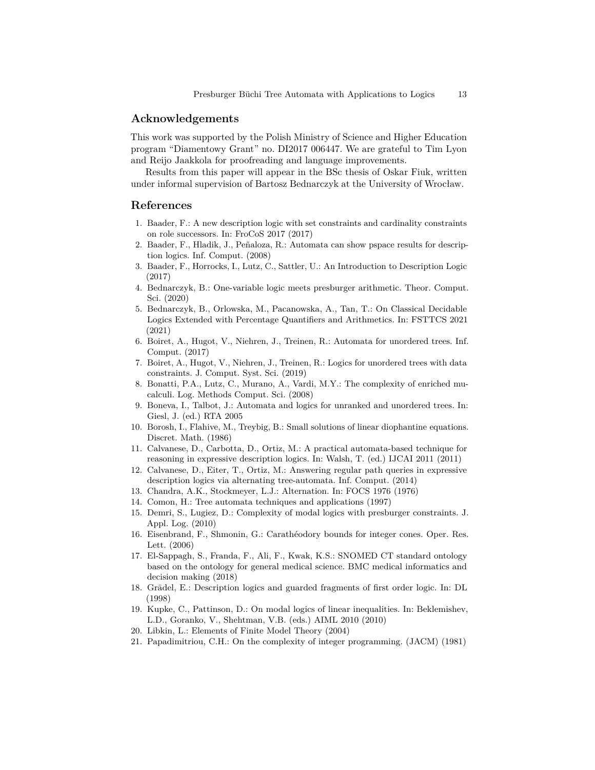## Acknowledgements

This work was supported by the Polish Ministry of Science and Higher Education program "Diamentowy Grant" no. DI2017 006447. We are grateful to Tim Lyon and Reijo Jaakkola for proofreading and language improvements.

Results from this paper will appear in the BSc thesis of Oskar Fiuk, written under informal supervision of Bartosz Bednarczyk at the University of Wrocław.

## References

1. Baader, F.: A new description logic with set constraints and cardinality constraints on role successors. In: FroCoS 2017 (2017)
2. Baader, F., Hladik, J., Peñaloza, R.: Automata can show pspace results for description logics. Inf. Comput. (2008)
3. Baader, F., Horrocks, I., Lutz, C., Sattler, U.: An Introduction to Description Logic (2017)
4. Bednarczyk, B.: One-variable logic meets presburger arithmetic. Theor. Comput. Sci. (2020)
5. Bednarczyk, B., Orlowska, M., Pacanowska, A., Tan, T.: On Classical Decidable Logics Extended with Percentage Quantifiers and Arithmetics. In: FSTTCS 2021 (2021)
6. Boiret, A., Hugot, V., Niehren, J., Treinen, R.: Automata for unordered trees. Inf. Comput. (2017)
7. Boiret, A., Hugot, V., Niehren, J., Treinen, R.: Logics for unordered trees with data constraints. J. Comput. Syst. Sci. (2019)
8. Bonatti, P.A., Lutz, C., Murano, A., Vardi, M.Y.: The complexity of enriched mu-calculi. Log. Methods Comput. Sci. (2008)
9. Boneva, I., Talbot, J.: Automata and logics for unranked and unordered trees. In: Giesl, J. (ed.) RTA 2005
10. Borosh, I., Flahive, M., Treybig, B.: Small solutions of linear diophantine equations. Discret. Math. (1986)
11. Calvanese, D., Carbotta, D., Ortiz, M.: A practical automata-based technique for reasoning in expressive description logics. In: Walsh, T. (ed.) IJCAI 2011 (2011)
12. Calvanese, D., Eiter, T., Ortiz, M.: Answering regular path queries in expressive description logics via alternating tree-automata. Inf. Comput. (2014)
13. Chandra, A.K., Stockmeyer, L.J.: Alternation. In: FOCS 1976 (1976)
14. Comon, H.: Tree automata techniques and applications (1997)
15. Demri, S., Lugiez, D.: Complexity of modal logics with presburger constraints. J. Appl. Log. (2010)
16. Eisenbrand, F., Shmonin, G.: Carathéodory bounds for integer cones. Oper. Res. Lett. (2006)
17. El-Sappagh, S., Franda, F., Ali, F., Kwak, K.S.: SNOMED CT standard ontology based on the ontology for general medical science. BMC medical informatics and decision making (2018)
18. Grädel, E.: Description logics and guarded fragments of first order logic. In: DL (1998)
19. Kupke, C., Pattinson, D.: On modal logics of linear inequalities. In: Beklemishev, L.D., Goranko, V., Shehtman, V.B. (eds.) AIML 2010 (2010)
20. Libkin, L.: Elements of Finite Model Theory (2004)
21. Papadimitriou, C.H.: On the complexity of integer programming. (JACM) (1981)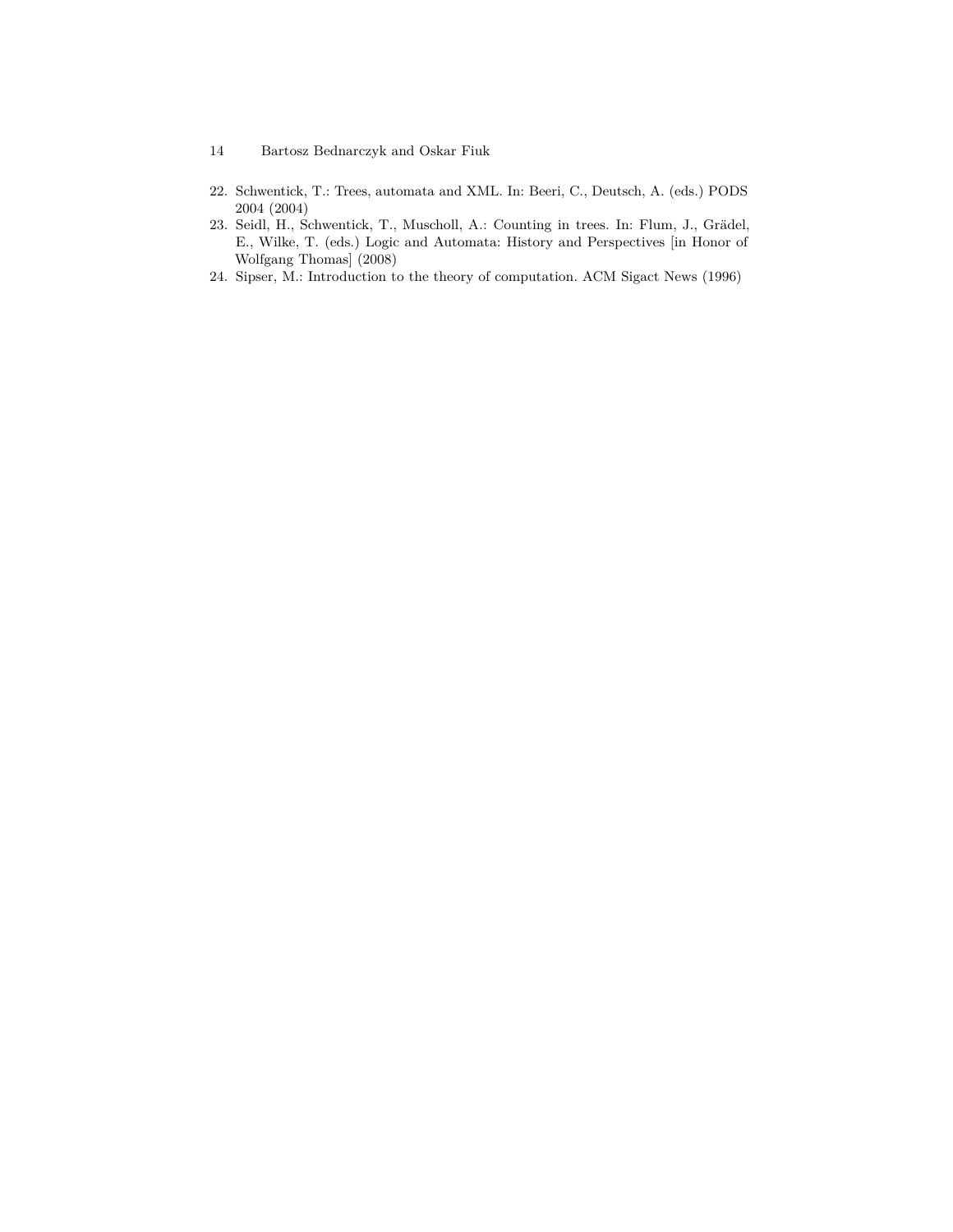22. Schwentick, T.: Trees, automata and XML. In: Beeri, C., Deutsch, A. (eds.) PODS 2004 (2004)
23. Seidl, H., Schwentick, T., Muscholl, A.: Counting in trees. In: Flum, J., Grädel, E., Wilke, T. (eds.) Logic and Automata: History and Perspectives [in Honor of Wolfgang Thomas] (2008)
24. Sipser, M.: Introduction to the theory of computation. ACM Sigact News (1996)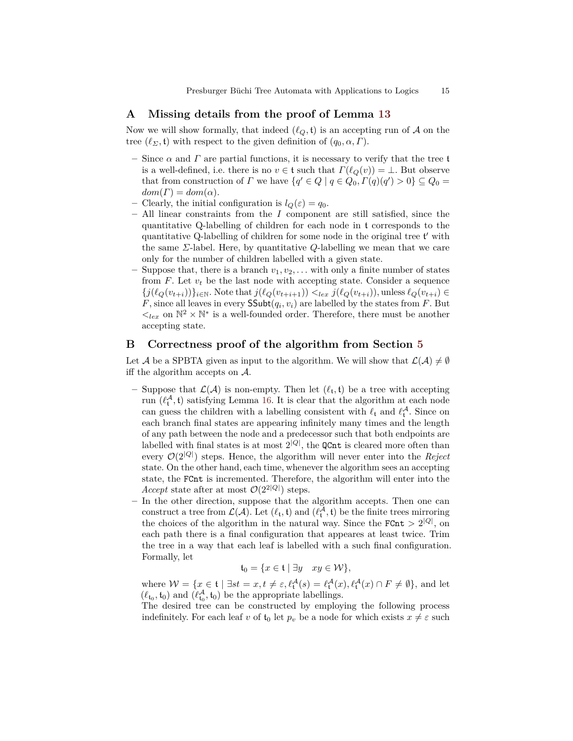## A Missing details from the proof of Lemma 13

Now we will show formally, that indeed $(\ell_Q, \mathfrak{t})$ is an accepting run of $\mathcal{A}$ on the tree $(\ell_\Sigma, \mathfrak{t})$ with respect to the given definition of $(q_0, \alpha, \Gamma)$.

- Since $\alpha$ and $\Gamma$ are partial functions, it is necessary to verify that the tree $\mathfrak{t}$ is a well-defined, i.e. there is no $v \in \mathfrak{t}$ such that $\Gamma(\ell_Q(v)) = \bot$. But observe that from construction of $\Gamma$ we have $\{q' \in Q \mid q \in Q_0, \Gamma(q)(q') > 0\} \subseteq Q_0 = dom(\Gamma) = dom(\alpha)$.
- Clearly, the initial configuration is $l_Q(\varepsilon) = q_0$.
- All linear constraints from the $I$ component are still satisfied, since the quantitative Q-labelling of children for each node in $\mathfrak{t}$ corresponds to the quantitative Q-labelling of children for some node in the original tree $\mathfrak{t}'$ with the same $\Sigma$-label. Here, by quantitative $Q$-labelling we mean that we care only for the number of children labelled with a given state.
- Suppose that, there is a branch $v_1, v_2, \ldots$ with only a finite number of states from $F$. Let $v_t$ be the last node with accepting state. Consider a sequence $\{j(\ell_Q(v_{t+i}))\}_{i \in \mathbb{N}}$. Note that $j(\ell_Q(v_{t+i+1})) <_{lex} j(\ell_Q(v_{t+i}))$, unless $\ell_Q(v_{t+i}) \in F$, since all leaves in every $\mathsf{SSubt}(q_i, v_i)$ are labelled by the states from $F$. But $<_{lex}$ on $\mathbb{N}^2 \times \mathbb{N}^*$ is a well-founded order. Therefore, there must be another accepting state.

## B Correctness proof of the algorithm from Section 5

Let $\mathcal{A}$ be a SPBTA given as input to the algorithm. We will show that $\mathcal{L}(\mathcal{A}) \neq \emptyset$ iff the algorithm accepts on $\mathcal{A}$.

- Suppose that $\mathcal{L}(\mathcal{A})$ is non-empty. Then let $(\ell_\mathfrak{t}, \mathfrak{t})$ be a tree with accepting run $(\ell_\mathfrak{t}^\mathcal{A}, \mathfrak{t})$ satisfying Lemma 16. It is clear that the algorithm at each node can guess the children with a labelling consistent with $\ell_\mathfrak{t}$ and $\ell_\mathfrak{t}^\mathcal{A}$. Since on each branch final states are appearing infinitely many times and the length of any path between the node and a predecessor such that both endpoints are labelled with final states is at most $2^{|Q|}$, the `QCnt` is cleared more often than every $\mathcal{O}(2^{|Q|})$ steps. Hence, the algorithm will never enter into the *Reject* state. On the other hand, each time, whenever the algorithm sees an accepting state, the `FCnt` is incremented. Therefore, the algorithm will enter into the *Accept* state after at most $\mathcal{O}(2^{2|Q|})$ steps.
- In the other direction, suppose that the algorithm accepts. Then one can construct a tree from $\mathcal{L}(\mathcal{A})$. Let $(\ell_\mathfrak{t}, \mathfrak{t})$ and $(\ell_\mathfrak{t}^\mathcal{A}, \mathfrak{t})$ be the finite trees mirroring the choices of the algorithm in the natural way. Since the $\texttt{FCnt} > 2^{|Q|}$, on each path there is a final configuration that appeares at least twice. Trim the tree in a way that each leaf is labelled with a such final configuration. Formally, let

$$\mathfrak{t}_0 = \{x \in \mathfrak{t} \mid \exists y \quad xy \in \mathcal{W}\},$$

where $\mathcal{W} = \{x \in \mathfrak{t} \mid \exists st = x, t \neq \varepsilon, \ell_\mathfrak{t}^\mathcal{A}(s) = \ell_\mathfrak{t}^\mathcal{A}(x), \ell_\mathfrak{t}^\mathcal{A}(x) \cap F \neq \emptyset\}$, and let $(\ell_{\mathfrak{t}_0}, \mathfrak{t}_0)$ and $(\ell_{\mathfrak{t}_0}^\mathcal{A}, \mathfrak{t}_0)$ be the appropriate labellings.

The desired tree can be constructed by employing the following process indefinitely. For each leaf $v$ of $\mathfrak{t}_0$ let $p_v$ be a node for which exists $x \neq \varepsilon$ such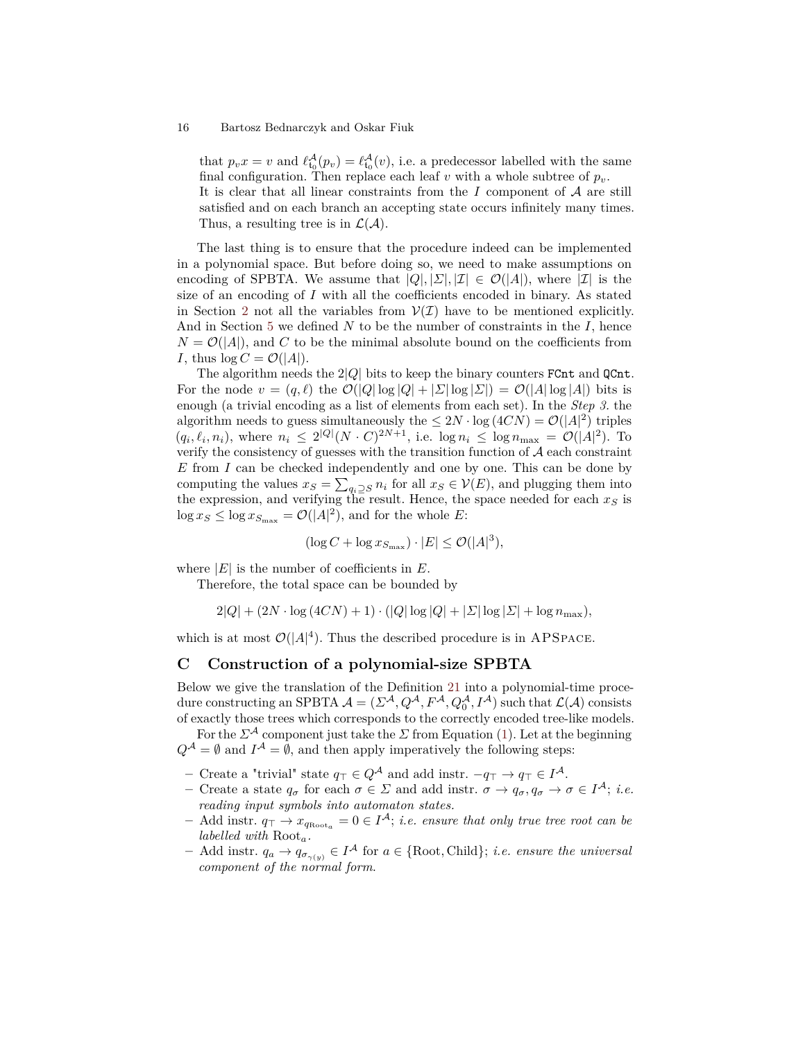that $p_v x = v$ and $\ell^{\mathcal{A}}_{\mathfrak{t}_0}(p_v) = \ell^{\mathcal{A}}_{\mathfrak{t}_0}(v)$, i.e. a predecessor labelled with the same final configuration. Then replace each leaf $v$ with a whole subtree of $p_v$.
It is clear that all linear constraints from the $I$ component of $\mathcal{A}$ are still satisfied and on each branch an accepting state occurs infinitely many times. Thus, a resulting tree is in $\mathcal{L}(\mathcal{A})$.

The last thing is to ensure that the procedure indeed can be implemented in a polynomial space. But before doing so, we need to make assumptions on encoding of SPBTA. We assume that $|Q|, |\Sigma|, |\mathcal{I}| \in \mathcal{O}(|A|)$, where $|\mathcal{I}|$ is the size of an encoding of $I$ with all the coefficients encoded in binary. As stated in Section 2 not all the variables from $\mathcal{V}(\mathcal{I})$ have to be mentioned explicitly. And in Section 5 we defined $N$ to be the number of constraints in the $I$, hence $N = \mathcal{O}(|A|)$, and $C$ to be the minimal absolute bound on the coefficients from $I$, thus $\log C = \mathcal{O}(|A|)$.

The algorithm needs the $2|Q|$ bits to keep the binary counters `FCnt` and `QCnt`. For the node $v = (q, \ell)$ the $\mathcal{O}(|Q| \log |Q| + |\Sigma| \log |\Sigma|) = \mathcal{O}(|A| \log |A|)$ bits is enough (a trivial encoding as a list of elements from each set). In the *Step 3.* the algorithm needs to guess simultaneously the $\leq 2N \cdot \log(4CN) = \mathcal{O}(|A|^2)$ triples $(q_i, \ell_i, n_i)$, where $n_i \leq 2^{|Q|}(N \cdot C)^{2N+1}$, i.e. $\log n_i \leq \log n_{\max} = \mathcal{O}(|A|^2)$. To verify the consistency of guesses with the transition function of $\mathcal{A}$ each constraint $E$ from $I$ can be checked independently and one by one. This can be done by computing the values $x_S = \sum_{q_i \supseteq S} n_i$ for all $x_S \in \mathcal{V}(E)$, and plugging them into the expression, and verifying the result. Hence, the space needed for each $x_S$ is $\log x_S \leq \log x_{S_{\max}} = \mathcal{O}(|A|^2)$, and for the whole $E$:

$$(\log C + \log x_{S_{\max}}) \cdot |E| \leq \mathcal{O}(|A|^3),$$

where $|E|$ is the number of coefficients in $E$.

Therefore, the total space can be bounded by

$$2|Q| + (2N \cdot \log(4CN) + 1) \cdot (|Q| \log |Q| + |\Sigma| \log |\Sigma| + \log n_{\max}),$$

which is at most $\mathcal{O}(|A|^4)$. Thus the described procedure is in APSPACE.

# C Construction of a polynomial-size SPBTA

Below we give the translation of the Definition 21 into a polynomial-time procedure constructing an SPBTA $\mathcal{A} = (\Sigma^{\mathcal{A}}, Q^{\mathcal{A}}, F^{\mathcal{A}}, Q_0^{\mathcal{A}}, I^{\mathcal{A}})$ such that $\mathcal{L}(\mathcal{A})$ consists of exactly those trees which corresponds to the correctly encoded tree-like models.

For the $\Sigma^{\mathcal{A}}$ component just take the $\Sigma$ from Equation (1). Let at the beginning $Q^{\mathcal{A}} = \emptyset$ and $I^{\mathcal{A}} = \emptyset$, and then apply imperatively the following steps:

- Create a "trivial" state $q_\top \in Q^{\mathcal{A}}$ and add instr. $-q_\top \to q_\top \in I^{\mathcal{A}}$.
- Create a state $q_\sigma$ for each $\sigma \in \Sigma$ and add instr. $\sigma \to q_\sigma, q_\sigma \to \sigma \in I^{\mathcal{A}}$; *i.e. reading input symbols into automaton states.*
- Add instr. $q_\top \to x_{q_{\mathrm{Root}_a}} = 0 \in I^{\mathcal{A}}$; *i.e. ensure that only true tree root can be labelled with* $\mathrm{Root}_a$.
- Add instr. $q_a \to q_{\sigma_{\gamma(y)}} \in I^{\mathcal{A}}$ for $a \in \{\mathrm{Root}, \mathrm{Child}\}$; *i.e. ensure the universal component of the normal form.*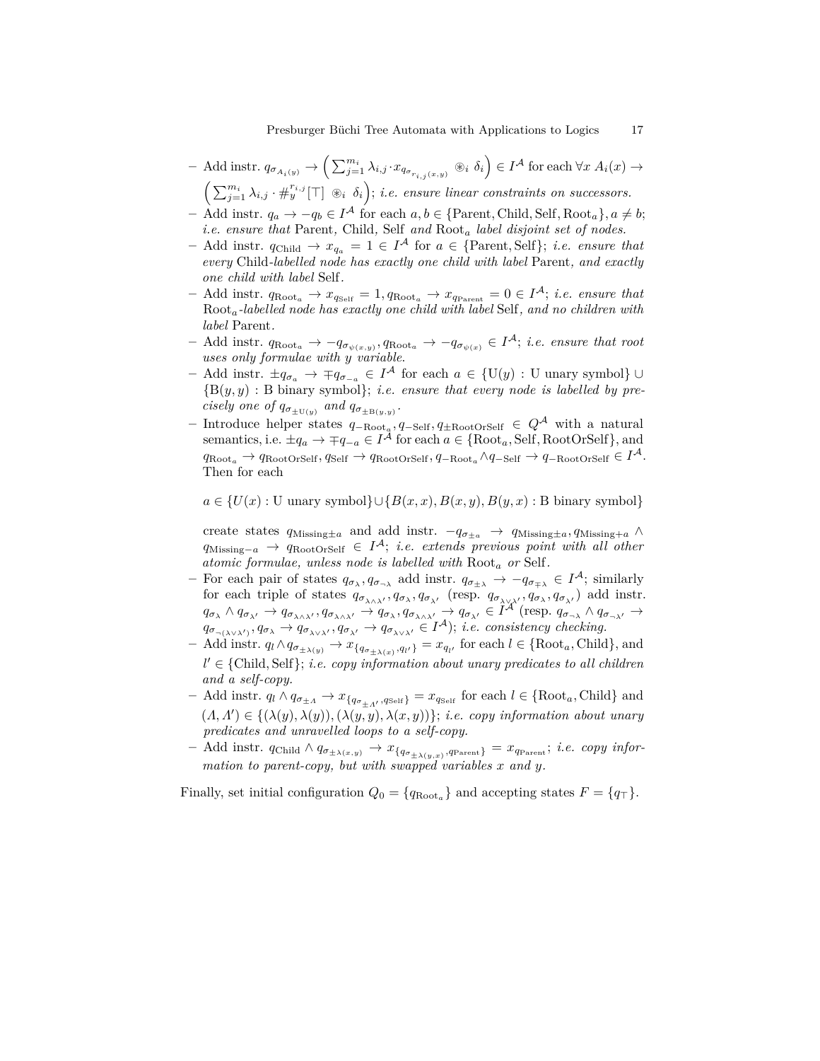- Add instr. $q_{\sigma_{A_i(y)}} \to \left(\sum_{j=1}^{m_i} \lambda_{i,j} \cdot x_{q_{\sigma_{r_{i,j}(x,y)}}} \circledast_i \delta_i\right) \in I^{\mathcal{A}}$ for each $\forall x\ A_i(x) \to \left(\sum_{j=1}^{m_i} \lambda_{i,j} \cdot \#_y^{r_{i,j}}[\top] \circledast_i \delta_i\right)$; *i.e. ensure linear constraints on successors.*
- Add instr. $q_a \to -q_b \in I^{\mathcal{A}}$ for each $a, b \in \{\text{Parent}, \text{Child}, \text{Self}, \text{Root}_a\}, a \neq b$; *i.e. ensure that* Parent*,* Child*,* Self *and* $\text{Root}_a$ *label disjoint set of nodes.*
- Add instr. $q_{\text{Child}} \to x_{q_a} = 1 \in I^{\mathcal{A}}$ for $a \in \{\text{Parent}, \text{Self}\}$; *i.e. ensure that every* Child*-labelled node has exactly one child with label* Parent*, and exactly one child with label* Self*.*
- Add instr. $q_{\text{Root}_a} \to x_{q_{\text{Self}}} = 1, q_{\text{Root}_a} \to x_{q_{\text{Parent}}} = 0 \in I^{\mathcal{A}}$; *i.e. ensure that* $\text{Root}_a$*-labelled node has exactly one child with label* Self*, and no children with label* Parent*.*
- Add instr. $q_{\text{Root}_a} \to -q_{\sigma_{\psi(x,y)}}, q_{\text{Root}_a} \to -q_{\sigma_{\psi(x)}} \in I^{\mathcal{A}}$; *i.e. ensure that root uses only formulae with* $y$ *variable.*
- Add instr. $\pm q_{\sigma_a} \to \mp q_{\sigma_{-a}} \in I^{\mathcal{A}}$ for each $a \in \{\text{U}(y) : \text{U unary symbol}\} \cup \{\text{B}(y,y) : \text{B binary symbol}\}$; *i.e. ensure that every node is labelled by precisely one of* $q_{\sigma_{\pm \text{U}(y)}}$ *and* $q_{\sigma_{\pm \text{B}(y,y)}}$.
- Introduce helper states $q_{-\text{Root}_a}, q_{-\text{Self}}, q_{\pm\text{RootOrSelf}} \in Q^{\mathcal{A}}$ with a natural semantics, i.e. $\pm q_a \to \mp q_{-a} \in I^{\mathcal{A}}$ for each $a \in \{\text{Root}_a, \text{Self}, \text{RootOrSelf}\}$, and $q_{\text{Root}_a} \to q_{\text{RootOrSelf}}, q_{\text{Self}} \to q_{\text{RootOrSelf}}, q_{-\text{Root}_a} \wedge q_{-\text{Self}} \to q_{-\text{RootOrSelf}} \in I^{\mathcal{A}}$. Then for each

  $$a \in \{U(x) : \text{U unary symbol}\} \cup \{B(x,x), B(x,y), B(y,x) : \text{B binary symbol}\}$$

  create states $q_{\text{Missing}\pm a}$ and add instr. $-q_{\sigma_{\pm a}} \to q_{\text{Missing}\pm a}, q_{\text{Missing}+a} \wedge q_{\text{Missing}-a} \to q_{\text{RootOrSelf}} \in I^{\mathcal{A}}$; *i.e. extends previous point with all other atomic formulae, unless node is labelled with* $\text{Root}_a$ *or* Self*.*
- For each pair of states $q_{\sigma_\lambda}, q_{\sigma_{\neg\lambda}}$ add instr. $q_{\sigma_{\pm\lambda}} \to -q_{\sigma_{\mp\lambda}} \in I^{\mathcal{A}}$; similarly for each triple of states $q_{\sigma_{\lambda\wedge\lambda'}}, q_{\sigma_\lambda}, q_{\sigma_{\lambda'}}$ (resp. $q_{\sigma_{\lambda\vee\lambda'}}, q_{\sigma_\lambda}, q_{\sigma_{\lambda'}}$) add instr. $q_{\sigma_\lambda} \wedge q_{\sigma_{\lambda'}} \to q_{\sigma_{\lambda\wedge\lambda'}}, q_{\sigma_{\lambda\wedge\lambda'}} \to q_{\sigma_\lambda}, q_{\sigma_{\lambda\wedge\lambda'}} \to q_{\sigma_{\lambda'}} \in I^{\mathcal{A}}$ (resp. $q_{\sigma_{\neg\lambda}} \wedge q_{\sigma_{\neg\lambda'}} \to q_{\sigma_{\neg(\lambda\vee\lambda')}}, q_{\sigma_\lambda} \to q_{\sigma_{\lambda\vee\lambda'}}, q_{\sigma_{\lambda'}} \to q_{\sigma_{\lambda\vee\lambda'}} \in I^{\mathcal{A}}$); *i.e. consistency checking.*
- Add instr. $q_l \wedge q_{\sigma_{\pm\lambda(y)}} \to x_{\{q_{\sigma_{\pm\lambda(x)}}, q_{l'}\}} = x_{q_{l'}}$ for each $l \in \{\text{Root}_a, \text{Child}\}$, and $l' \in \{\text{Child}, \text{Self}\}$; *i.e. copy information about unary predicates to all children and a self-copy.*
- Add instr. $q_l \wedge q_{\sigma_{\pm\Lambda}} \to x_{\{q_{\sigma_{\pm\Lambda'}}, q_{\text{Self}}\}} = x_{q_{\text{Self}}}$ for each $l \in \{\text{Root}_a, \text{Child}\}$ and $(\Lambda, \Lambda') \in \{(\lambda(y), \lambda(y)), (\lambda(y,y), \lambda(x,y))\}$; *i.e. copy information about unary predicates and unravelled loops to a self-copy.*
- Add instr. $q_{\text{Child}} \wedge q_{\sigma_{\pm\lambda(x,y)}} \to x_{\{q_{\sigma_{\pm\lambda(y,x)}}, q_{\text{Parent}}\}} = x_{q_{\text{Parent}}}$; *i.e. copy information to parent-copy, but with swapped variables* $x$ *and* $y$*.*

Finally, set initial configuration $Q_0 = \{q_{\text{Root}_a}\}$ and accepting states $F = \{q_\top\}$.